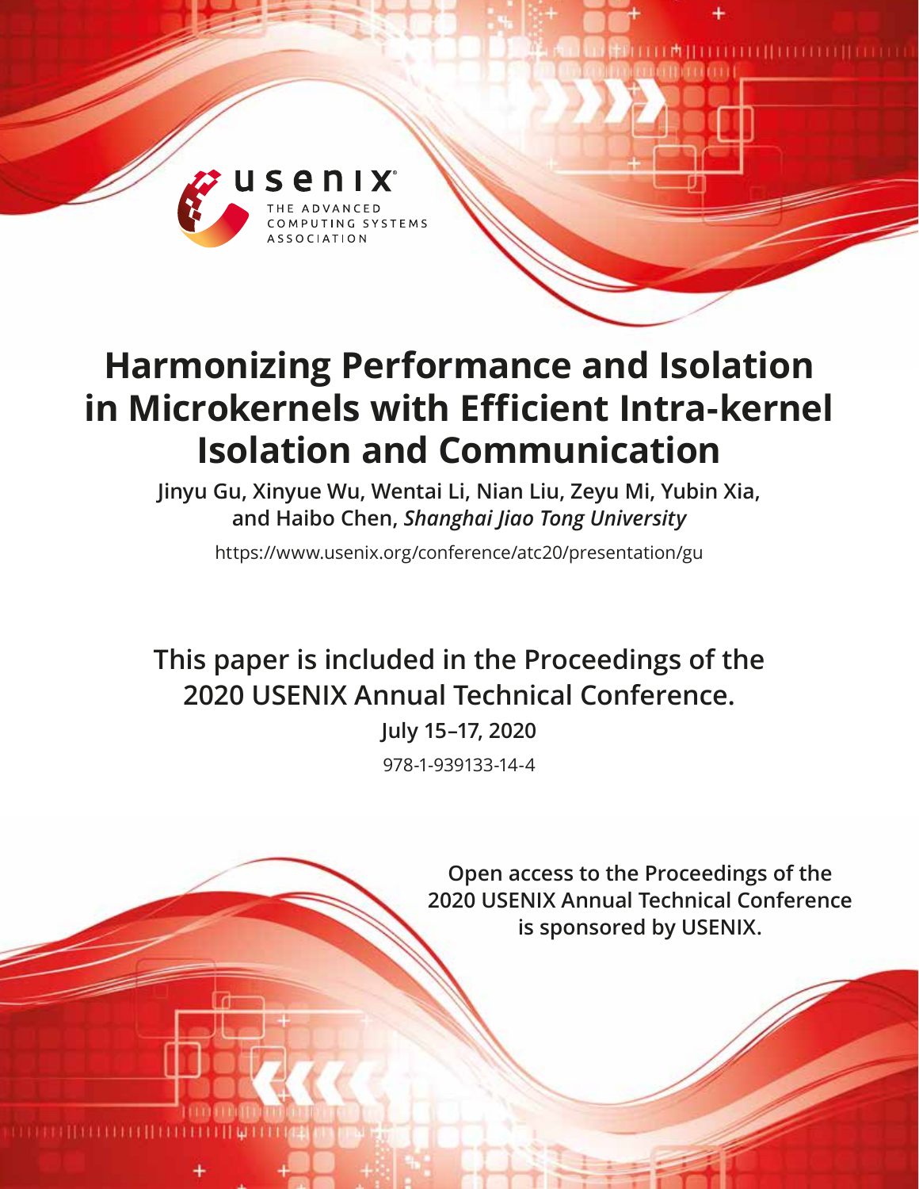# Harmonizing Performance and Isolation in Microkernels with Efficient Intra-kernel Isolation and Communication

**Jinyu Gu, Xinyue Wu, Wentai Li, Nian Liu, Zeyu Mi, Yubin Xia, and Haibo Chen,** ***Shanghai Jiao Tong University***

https://www.usenix.org/conference/atc20/presentation/gu

**This paper is included in the Proceedings of the 2020 USENIX Annual Technical Conference.**

**July 15–17, 2020**

978-1-939133-14-4

**Open access to the Proceedings of the 2020 USENIX Annual Technical Conference is sponsored by USENIX.**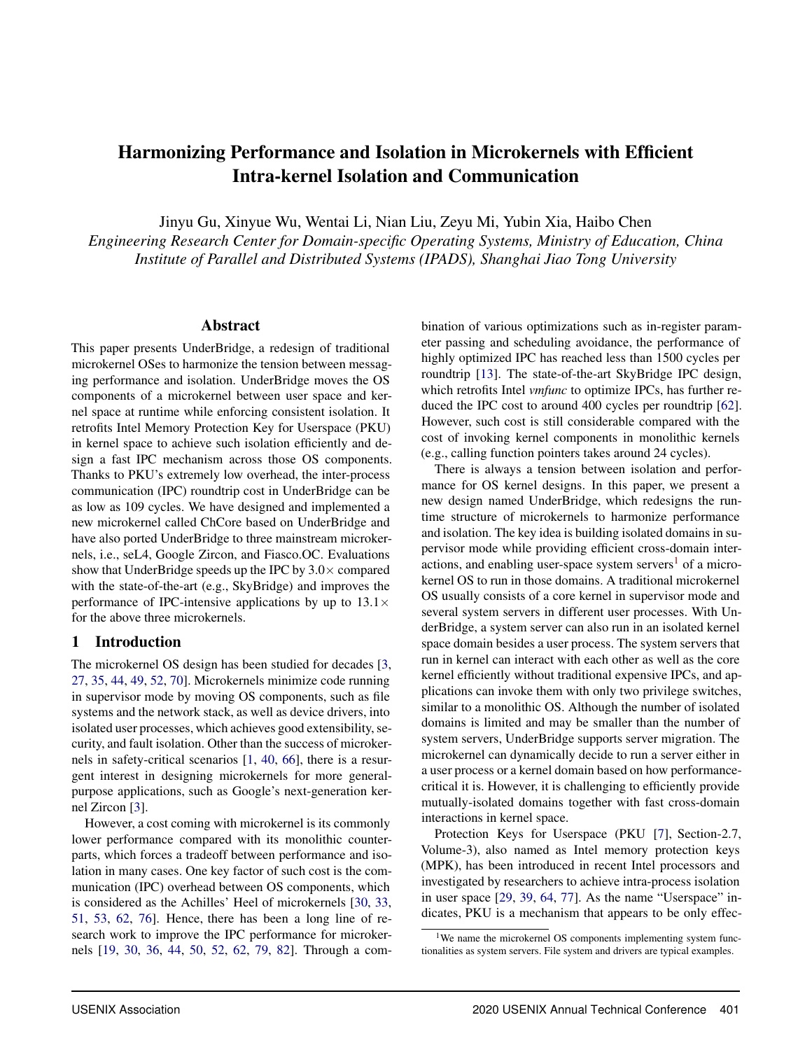# Harmonizing Performance and Isolation in Microkernels with Efficient Intra-kernel Isolation and Communication

Jinyu Gu, Xinyue Wu, Wentai Li, Nian Liu, Zeyu Mi, Yubin Xia, Haibo Chen

*Engineering Research Center for Domain-specific Operating Systems, Ministry of Education, China*
*Institute of Parallel and Distributed Systems (IPADS), Shanghai Jiao Tong University*

## Abstract

This paper presents UnderBridge, a redesign of traditional microkernel OSes to harmonize the tension between messaging performance and isolation. UnderBridge moves the OS components of a microkernel between user space and kernel space at runtime while enforcing consistent isolation. It retrofits Intel Memory Protection Key for Userspace (PKU) in kernel space to achieve such isolation efficiently and design a fast IPC mechanism across those OS components. Thanks to PKU's extremely low overhead, the inter-process communication (IPC) roundtrip cost in UnderBridge can be as low as 109 cycles. We have designed and implemented a new microkernel called ChCore based on UnderBridge and have also ported UnderBridge to three mainstream microkernels, i.e., seL4, Google Zircon, and Fiasco.OC. Evaluations show that UnderBridge speeds up the IPC by 3.0× compared with the state-of-the-art (e.g., SkyBridge) and improves the performance of IPC-intensive applications by up to 13.1× for the above three microkernels.

## 1 Introduction

The microkernel OS design has been studied for decades [3, 27, 35, 44, 49, 52, 70]. Microkernels minimize code running in supervisor mode by moving OS components, such as file systems and the network stack, as well as device drivers, into isolated user processes, which achieves good extensibility, security, and fault isolation. Other than the success of microkernels in safety-critical scenarios [1, 40, 66], there is a resurgent interest in designing microkernels for more general-purpose applications, such as Google's next-generation kernel Zircon [3].

However, a cost coming with microkernel is its commonly lower performance compared with its monolithic counterparts, which forces a tradeoff between performance and isolation in many cases. One key factor of such cost is the communication (IPC) overhead between OS components, which is considered as the Achilles' Heel of microkernels [30, 33, 51, 53, 62, 76]. Hence, there has been a long line of research work to improve the IPC performance for microkernels [19, 30, 36, 44, 50, 52, 62, 79, 82]. Through a combination of various optimizations such as in-register parameter passing and scheduling avoidance, the performance of highly optimized IPC has reached less than 1500 cycles per roundtrip [13]. The state-of-the-art SkyBridge IPC design, which retrofits Intel *vmfunc* to optimize IPCs, has further reduced the IPC cost to around 400 cycles per roundtrip [62]. However, such cost is still considerable compared with the cost of invoking kernel components in monolithic kernels (e.g., calling function pointers takes around 24 cycles).

There is always a tension between isolation and performance for OS kernel designs. In this paper, we present a new design named UnderBridge, which redesigns the runtime structure of microkernels to harmonize performance and isolation. The key idea is building isolated domains in supervisor mode while providing efficient cross-domain interactions, and enabling user-space system servers[1] of a microkernel OS to run in those domains. A traditional microkernel OS usually consists of a core kernel in supervisor mode and several system servers in different user processes. With UnderBridge, a system server can also run in an isolated kernel space domain besides a user process. The system servers that run in kernel can interact with each other as well as the core kernel efficiently without traditional expensive IPCs, and applications can invoke them with only two privilege switches, similar to a monolithic OS. Although the number of isolated domains is limited and may be smaller than the number of system servers, UnderBridge supports server migration. The microkernel can dynamically decide to run a server either in a user process or a kernel domain based on how performance-critical it is. However, it is challenging to efficiently provide mutually-isolated domains together with fast cross-domain interactions in kernel space.

Protection Keys for Userspace (PKU [7], Section-2.7, Volume-3), also named as Intel memory protection keys (MPK), has been introduced in recent Intel processors and investigated by researchers to achieve intra-process isolation in user space [29, 39, 64, 77]. As the name "Userspace" indicates, PKU is a mechanism that appears to be only effec-

[1] We name the microkernel OS components implementing system functionalities as system servers. File system and drivers are typical examples.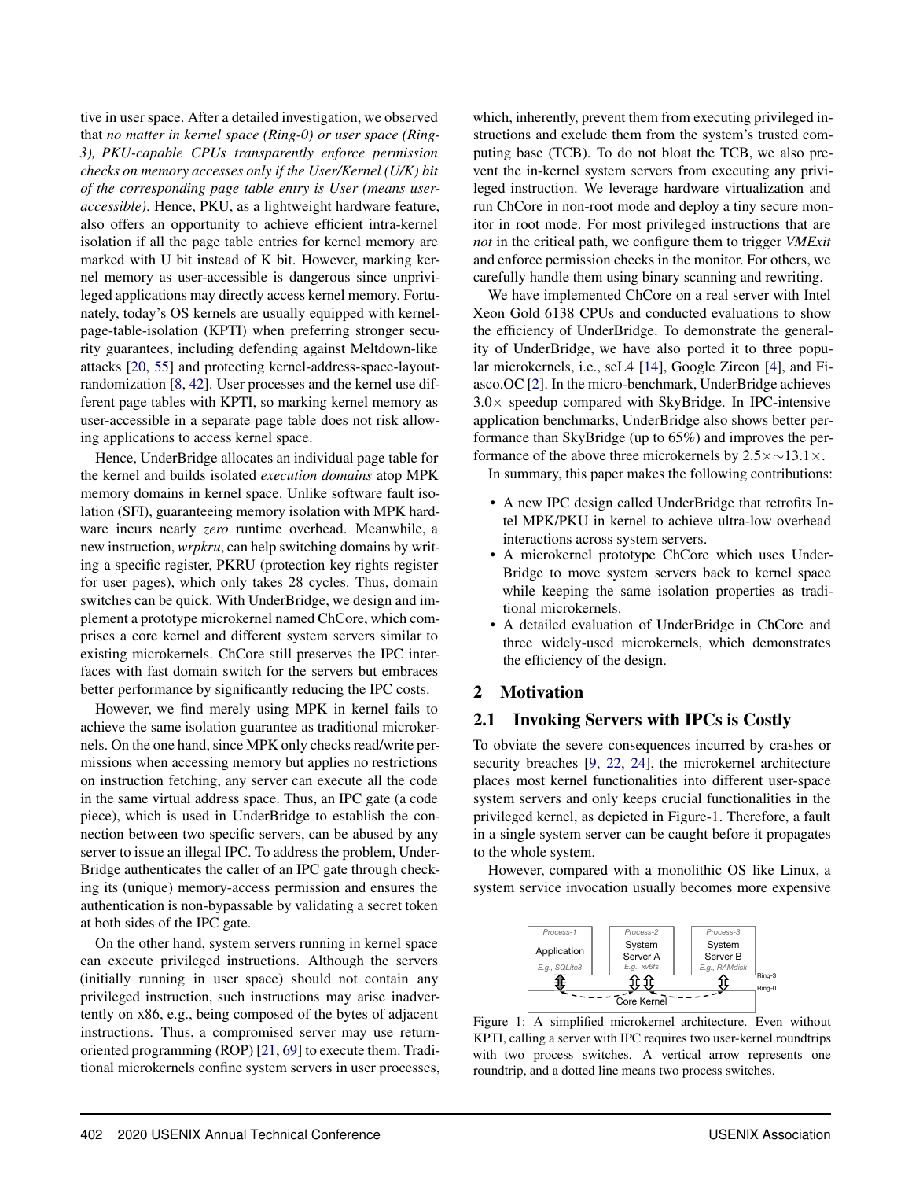tive in user space. After a detailed investigation, we observed that *no matter in kernel space (Ring-0) or user space (Ring-3), PKU-capable CPUs transparently enforce permission checks on memory accesses only if the User/Kernel (U/K) bit of the corresponding page table entry is User (means user-accessible)*. Hence, PKU, as a lightweight hardware feature, also offers an opportunity to achieve efficient intra-kernel isolation if all the page table entries for kernel memory are marked with U bit instead of K bit. However, marking kernel memory as user-accessible is dangerous since unprivileged applications may directly access kernel memory. Fortunately, today's OS kernels are usually equipped with kernel-page-table-isolation (KPTI) when preferring stronger security guarantees, including defending against Meltdown-like attacks [20, 55] and protecting kernel-address-space-layout-randomization [8, 42]. User processes and the kernel use different page tables with KPTI, so marking kernel memory as user-accessible in a separate page table does not risk allowing applications to access kernel space.

Hence, UnderBridge allocates an individual page table for the kernel and builds isolated *execution domains* atop MPK memory domains in kernel space. Unlike software fault isolation (SFI), guaranteeing memory isolation with MPK hardware incurs nearly *zero* runtime overhead. Meanwhile, a new instruction, *wrpkru*, can help switching domains by writing a specific register, PKRU (protection key rights register for user pages), which only takes 28 cycles. Thus, domain switches can be quick. With UnderBridge, we design and implement a prototype microkernel named ChCore, which comprises a core kernel and different system servers similar to existing microkernels. ChCore still preserves the IPC interfaces with fast domain switch for the servers but embraces better performance by significantly reducing the IPC costs.

However, we find merely using MPK in kernel fails to achieve the same isolation guarantee as traditional microkernels. On the one hand, since MPK only checks read/write permissions when accessing memory but applies no restrictions on instruction fetching, any server can execute all the code in the same virtual address space. Thus, an IPC gate (a code piece), which is used in UnderBridge to establish the connection between two specific servers, can be abused by any server to issue an illegal IPC. To address the problem, UnderBridge authenticates the caller of an IPC gate through checking its (unique) memory-access permission and ensures the authentication is non-bypassable by validating a secret token at both sides of the IPC gate.

On the other hand, system servers running in kernel space can execute privileged instructions. Although the servers (initially running in user space) should not contain any privileged instruction, such instructions may arise inadvertently on x86, e.g., being composed of the bytes of adjacent instructions. Thus, a compromised server may use return-oriented programming (ROP) [21, 69] to execute them. Traditional microkernels confine system servers in user processes, which, inherently, prevent them from executing privileged instructions and exclude them from the system's trusted computing base (TCB). To do not bloat the TCB, we also prevent the in-kernel system servers from executing any privileged instruction. We leverage hardware virtualization and run ChCore in non-root mode and deploy a tiny secure monitor in root mode. For most privileged instructions that are *not* in the critical path, we configure them to trigger *VMExit* and enforce permission checks in the monitor. For others, we carefully handle them using binary scanning and rewriting.

We have implemented ChCore on a real server with Intel Xeon Gold 6138 CPUs and conducted evaluations to show the efficiency of UnderBridge. To demonstrate the generality of UnderBridge, we have also ported it to three popular microkernels, i.e., seL4 [14], Google Zircon [4], and Fiasco.OC [2]. In the micro-benchmark, UnderBridge achieves $3.0\times$ speedup compared with SkyBridge. In IPC-intensive application benchmarks, UnderBridge also shows better performance than SkyBridge (up to 65%) and improves the performance of the above three microkernels by $2.5\times\sim13.1\times$.

In summary, this paper makes the following contributions:

- A new IPC design called UnderBridge that retrofits Intel MPK/PKU in kernel to achieve ultra-low overhead interactions across system servers.
- A microkernel prototype ChCore which uses UnderBridge to move system servers back to kernel space while keeping the same isolation properties as traditional microkernels.
- A detailed evaluation of UnderBridge in ChCore and three widely-used microkernels, which demonstrates the efficiency of the design.

## 2 Motivation

### 2.1 Invoking Servers with IPCs is Costly

To obviate the severe consequences incurred by crashes or security breaches [9, 22, 24], the microkernel architecture places most kernel functionalities into different user-space system servers and only keeps crucial functionalities in the privileged kernel, as depicted in Figure-1. Therefore, a fault in a single system server can be caught before it propagates to the whole system.

However, compared with a monolithic OS like Linux, a system service invocation usually becomes more expensive

Figure 1: A simplified microkernel architecture. Even without KPTI, calling a server with IPC requires two user-kernel roundtrips with two process switches. A vertical arrow represents one roundtrip, and a dotted line means two process switches.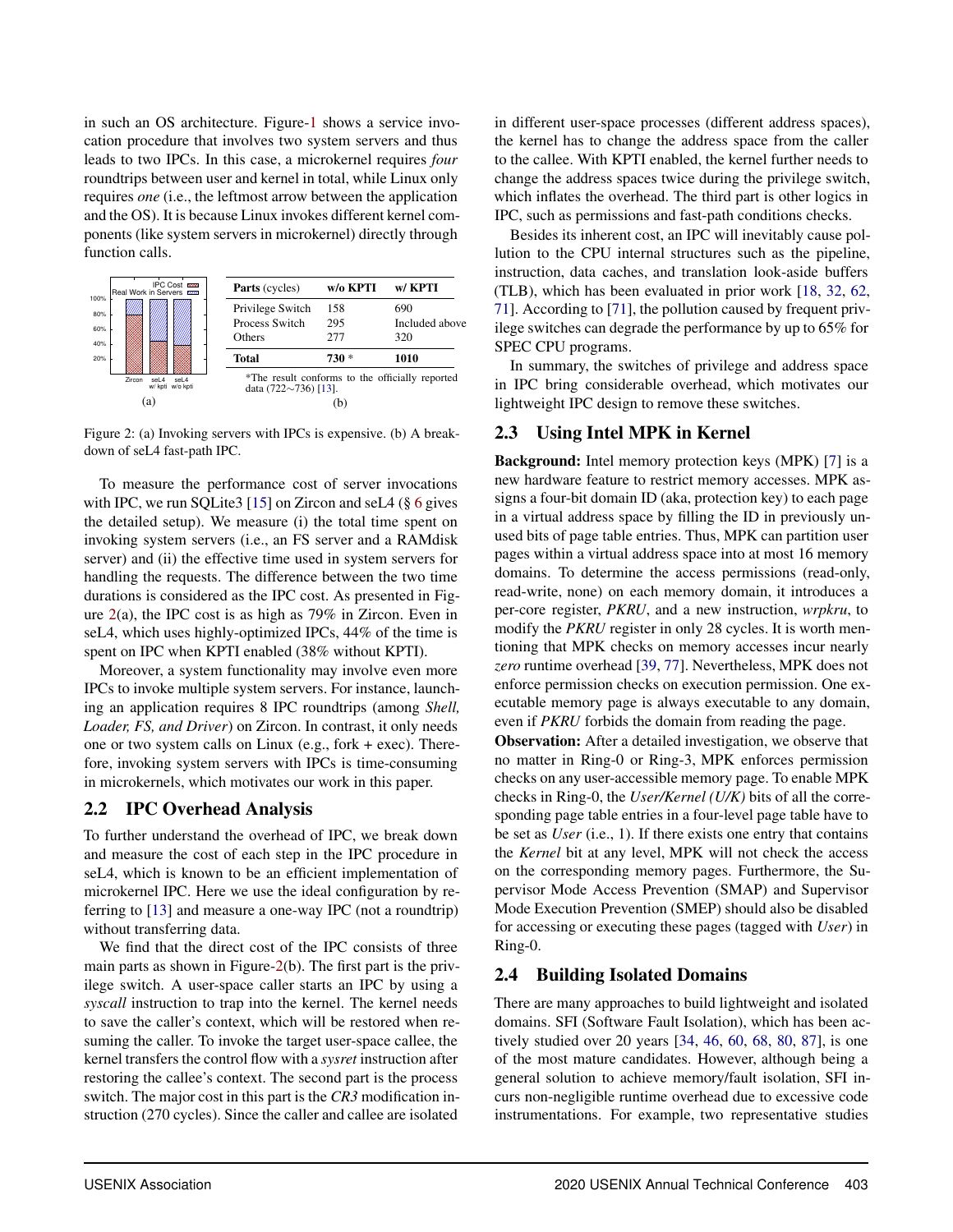in such an OS architecture. Figure-1 shows a service invocation procedure that involves two system servers and thus leads to two IPCs. In this case, a microkernel requires *four* roundtrips between user and kernel in total, while Linux only requires *one* (i.e., the leftmost arrow between the application and the OS). It is because Linux invokes different kernel components (like system servers in microkernel) directly through function calls.

| **Parts** (cycles) | **w/o KPTI** | **w/ KPTI** |
|---|---|---|
| Privilege Switch | 158 | 690 |
| Process Switch | 295 | Included above |
| Others | 277 | 320 |
| **Total** | **730** * | **1010** |

*The result conforms to the officially reported data (722∼736) [13].

Figure 2: (a) Invoking servers with IPCs is expensive. (b) A breakdown of seL4 fast-path IPC.

To measure the performance cost of server invocations with IPC, we run SQLite3 [15] on Zircon and seL4 (§ 6 gives the detailed setup). We measure (i) the total time spent on invoking system servers (i.e., an FS server and a RAMdisk server) and (ii) the effective time used in system servers for handling the requests. The difference between the two time durations is considered as the IPC cost. As presented in Figure 2(a), the IPC cost is as high as 79% in Zircon. Even in seL4, which uses highly-optimized IPCs, 44% of the time is spent on IPC when KPTI enabled (38% without KPTI).

Moreover, a system functionality may involve even more IPCs to invoke multiple system servers. For instance, launching an application requires 8 IPC roundtrips (among *Shell, Loader, FS, and Driver*) on Zircon. In contrast, it only needs one or two system calls on Linux (e.g., fork + exec). Therefore, invoking system servers with IPCs is time-consuming in microkernels, which motivates our work in this paper.

## 2.2 IPC Overhead Analysis

To further understand the overhead of IPC, we break down and measure the cost of each step in the IPC procedure in seL4, which is known to be an efficient implementation of microkernel IPC. Here we use the ideal configuration by referring to [13] and measure a one-way IPC (not a roundtrip) without transferring data.

We find that the direct cost of the IPC consists of three main parts as shown in Figure-2(b). The first part is the privilege switch. A user-space caller starts an IPC by using a *syscall* instruction to trap into the kernel. The kernel needs to save the caller's context, which will be restored when resuming the caller. To invoke the target user-space callee, the kernel transfers the control flow with a *sysret* instruction after restoring the callee's context. The second part is the process switch. The major cost in this part is the *CR3* modification instruction (270 cycles). Since the caller and callee are isolated in different user-space processes (different address spaces), the kernel has to change the address space from the caller to the callee. With KPTI enabled, the kernel further needs to change the address spaces twice during the privilege switch, which inflates the overhead. The third part is other logics in IPC, such as permissions and fast-path conditions checks.

Besides its inherent cost, an IPC will inevitably cause pollution to the CPU internal structures such as the pipeline, instruction, data caches, and translation look-aside buffers (TLB), which has been evaluated in prior work [18, 32, 62, 71]. According to [71], the pollution caused by frequent privilege switches can degrade the performance by up to 65% for SPEC CPU programs.

In summary, the switches of privilege and address space in IPC bring considerable overhead, which motivates our lightweight IPC design to remove these switches.

## 2.3 Using Intel MPK in Kernel

**Background:** Intel memory protection keys (MPK) [7] is a new hardware feature to restrict memory accesses. MPK assigns a four-bit domain ID (aka, protection key) to each page in a virtual address space by filling the ID in previously unused bits of page table entries. Thus, MPK can partition user pages within a virtual address space into at most 16 memory domains. To determine the access permissions (read-only, read-write, none) on each memory domain, it introduces a per-core register, *PKRU*, and a new instruction, *wrpkru*, to modify the *PKRU* register in only 28 cycles. It is worth mentioning that MPK checks on memory accesses incur nearly *zero* runtime overhead [39, 77]. Nevertheless, MPK does not enforce permission checks on execution permission. One executable memory page is always executable to any domain, even if *PKRU* forbids the domain from reading the page.

**Observation:** After a detailed investigation, we observe that no matter in Ring-0 or Ring-3, MPK enforces permission checks on any user-accessible memory page. To enable MPK checks in Ring-0, the *User/Kernel (U/K)* bits of all the corresponding page table entries in a four-level page table have to be set as *User* (i.e., 1). If there exists one entry that contains the *Kernel* bit at any level, MPK will not check the access on the corresponding memory pages. Furthermore, the Supervisor Mode Access Prevention (SMAP) and Supervisor Mode Execution Prevention (SMEP) should also be disabled for accessing or executing these pages (tagged with *User*) in Ring-0.

## 2.4 Building Isolated Domains

There are many approaches to build lightweight and isolated domains. SFI (Software Fault Isolation), which has been actively studied over 20 years [34, 46, 60, 68, 80, 87], is one of the most mature candidates. However, although being a general solution to achieve memory/fault isolation, SFI incurs non-negligible runtime overhead due to excessive code instrumentations. For example, two representative studies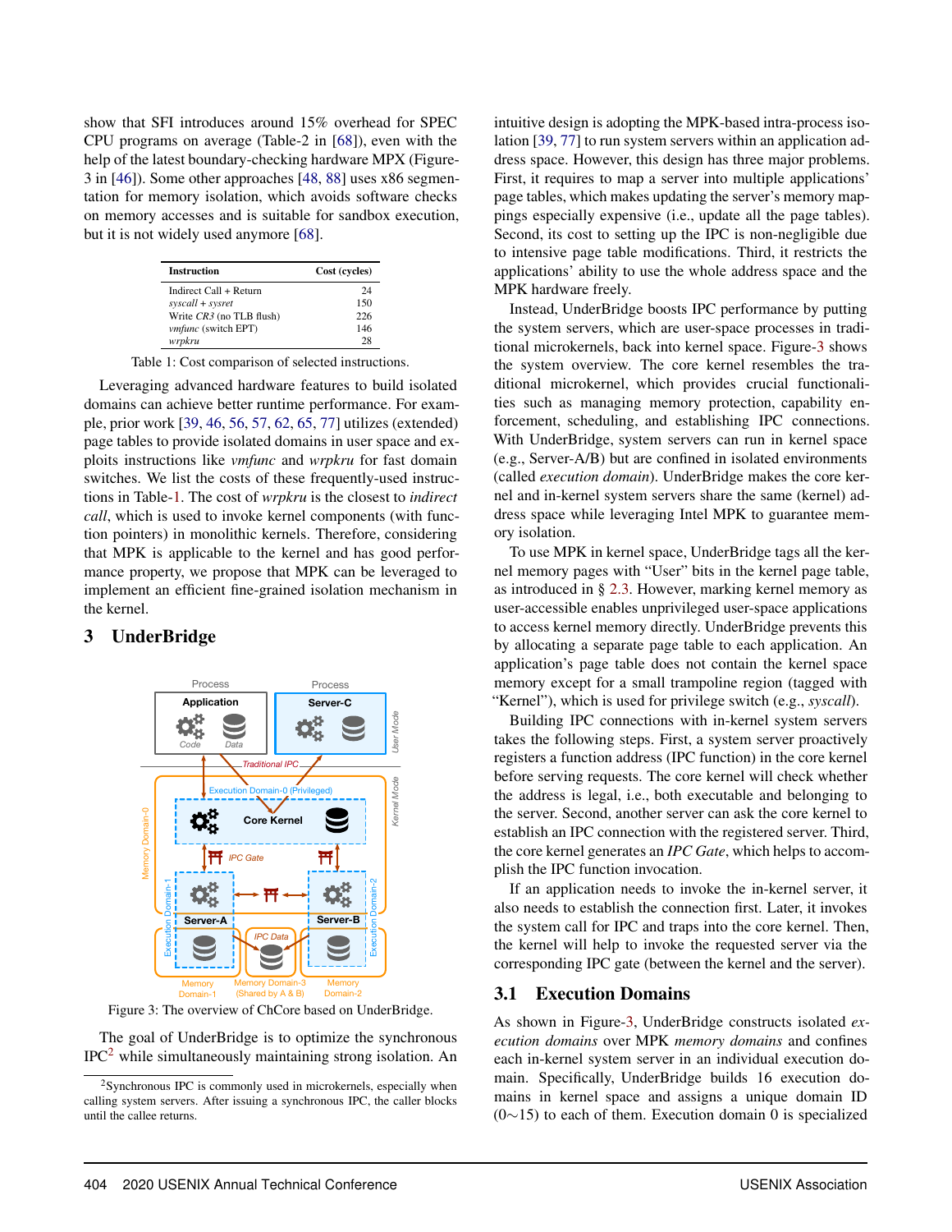show that SFI introduces around 15% overhead for SPEC CPU programs on average (Table-2 in [68]), even with the help of the latest boundary-checking hardware MPX (Figure-3 in [46]). Some other approaches [48, 88] uses x86 segmentation for memory isolation, which avoids software checks on memory accesses and is suitable for sandbox execution, but it is not widely used anymore [68].

| Instruction | Cost (cycles) |
|---|---|
| Indirect Call + Return | 24 |
| *syscall + sysret* | 150 |
| Write *CR3* (no TLB flush) | 226 |
| *vmfunc* (switch EPT) | 146 |
| *wrpkru* | 28 |

Table 1: Cost comparison of selected instructions.

Leveraging advanced hardware features to build isolated domains can achieve better runtime performance. For example, prior work [39, 46, 56, 57, 62, 65, 77] utilizes (extended) page tables to provide isolated domains in user space and exploits instructions like *vmfunc* and *wrpkru* for fast domain switches. We list the costs of these frequently-used instructions in Table-1. The cost of *wrpkru* is the closest to *indirect call*, which is used to invoke kernel components (with function pointers) in monolithic kernels. Therefore, considering that MPK is applicable to the kernel and has good performance property, we propose that MPK can be leveraged to implement an efficient fine-grained isolation mechanism in the kernel.

## 3 UnderBridge

Figure 3: The overview of ChCore based on UnderBridge.

The goal of UnderBridge is to optimize the synchronous IPC[2] while simultaneously maintaining strong isolation. An intuitive design is adopting the MPK-based intra-process isolation [39, 77] to run system servers within an application address space. However, this design has three major problems. First, it requires to map a server into multiple applications' page tables, which makes updating the server's memory mappings especially expensive (i.e., update all the page tables). Second, its cost to setting up the IPC is non-negligible due to intensive page table modifications. Third, it restricts the applications' ability to use the whole address space and the MPK hardware freely.

[2] Synchronous IPC is commonly used in microkernels, especially when calling system servers. After issuing a synchronous IPC, the caller blocks until the callee returns.

Instead, UnderBridge boosts IPC performance by putting the system servers, which are user-space processes in traditional microkernels, back into kernel space. Figure-3 shows the system overview. The core kernel resembles the traditional microkernel, which provides crucial functionalities such as managing memory protection, capability enforcement, scheduling, and establishing IPC connections. With UnderBridge, system servers can run in kernel space (e.g., Server-A/B) but are confined in isolated environments (called *execution domain*). UnderBridge makes the core kernel and in-kernel system servers share the same (kernel) address space while leveraging Intel MPK to guarantee memory isolation.

To use MPK in kernel space, UnderBridge tags all the kernel memory pages with "User" bits in the kernel page table, as introduced in § 2.3. However, marking kernel memory as user-accessible enables unprivileged user-space applications to access kernel memory directly. UnderBridge prevents this by allocating a separate page table to each application. An application's page table does not contain the kernel space memory except for a small trampoline region (tagged with "Kernel"), which is used for privilege switch (e.g., *syscall*).

Building IPC connections with in-kernel system servers takes the following steps. First, a system server proactively registers a function address (IPC function) in the core kernel before serving requests. The core kernel will check whether the address is legal, i.e., both executable and belonging to the server. Second, another server can ask the core kernel to establish an IPC connection with the registered server. Third, the core kernel generates an *IPC Gate*, which helps to accomplish the IPC function invocation.

If an application needs to invoke the in-kernel server, it also needs to establish the connection first. Later, it invokes the system call for IPC and traps into the core kernel. Then, the kernel will help to invoke the requested server via the corresponding IPC gate (between the kernel and the server).

### 3.1 Execution Domains

As shown in Figure-3, UnderBridge constructs isolated *execution domains* over MPK *memory domains* and confines each in-kernel system server in an individual execution domain. Specifically, UnderBridge builds 16 execution domains in kernel space and assigns a unique domain ID ($0 \sim 15$) to each of them. Execution domain 0 is specialized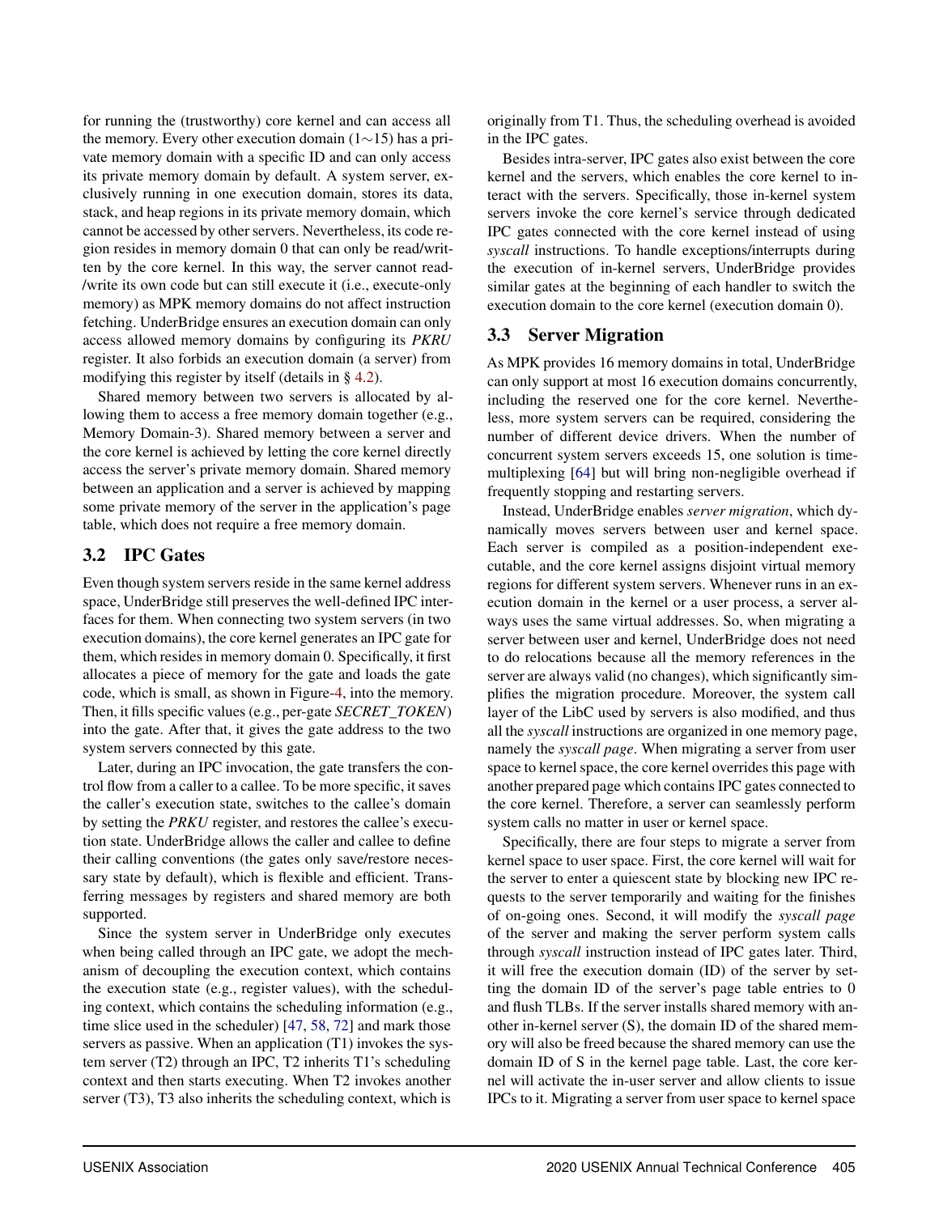for running the (trustworthy) core kernel and can access all the memory. Every other execution domain (1∼15) has a private memory domain with a specific ID and can only access its private memory domain by default. A system server, exclusively running in one execution domain, stores its data, stack, and heap regions in its private memory domain, which cannot be accessed by other servers. Nevertheless, its code region resides in memory domain 0 that can only be read/written by the core kernel. In this way, the server cannot read-/write its own code but can still execute it (i.e., execute-only memory) as MPK memory domains do not affect instruction fetching. UnderBridge ensures an execution domain can only access allowed memory domains by configuring its *PKRU* register. It also forbids an execution domain (a server) from modifying this register by itself (details in § 4.2).

Shared memory between two servers is allocated by allowing them to access a free memory domain together (e.g., Memory Domain-3). Shared memory between a server and the core kernel is achieved by letting the core kernel directly access the server's private memory domain. Shared memory between an application and a server is achieved by mapping some private memory of the server in the application's page table, which does not require a free memory domain.

## 3.2 IPC Gates

Even though system servers reside in the same kernel address space, UnderBridge still preserves the well-defined IPC interfaces for them. When connecting two system servers (in two execution domains), the core kernel generates an IPC gate for them, which resides in memory domain 0. Specifically, it first allocates a piece of memory for the gate and loads the gate code, which is small, as shown in Figure-4, into the memory. Then, it fills specific values (e.g., per-gate *SECRET_TOKEN*) into the gate. After that, it gives the gate address to the two system servers connected by this gate.

Later, during an IPC invocation, the gate transfers the control flow from a caller to a callee. To be more specific, it saves the caller's execution state, switches to the callee's domain by setting the *PRKU* register, and restores the callee's execution state. UnderBridge allows the caller and callee to define their calling conventions (the gates only save/restore necessary state by default), which is flexible and efficient. Transferring messages by registers and shared memory are both supported.

Since the system server in UnderBridge only executes when being called through an IPC gate, we adopt the mechanism of decoupling the execution context, which contains the execution state (e.g., register values), with the scheduling context, which contains the scheduling information (e.g., time slice used in the scheduler) [47, 58, 72] and mark those servers as passive. When an application (T1) invokes the system server (T2) through an IPC, T2 inherits T1's scheduling context and then starts executing. When T2 invokes another server (T3), T3 also inherits the scheduling context, which is originally from T1. Thus, the scheduling overhead is avoided in the IPC gates.

Besides intra-server, IPC gates also exist between the core kernel and the servers, which enables the core kernel to interact with the servers. Specifically, those in-kernel system servers invoke the core kernel's service through dedicated IPC gates connected with the core kernel instead of using *syscall* instructions. To handle exceptions/interrupts during the execution of in-kernel servers, UnderBridge provides similar gates at the beginning of each handler to switch the execution domain to the core kernel (execution domain 0).

## 3.3 Server Migration

As MPK provides 16 memory domains in total, UnderBridge can only support at most 16 execution domains concurrently, including the reserved one for the core kernel. Nevertheless, more system servers can be required, considering the number of different device drivers. When the number of concurrent system servers exceeds 15, one solution is time-multiplexing [64] but will bring non-negligible overhead if frequently stopping and restarting servers.

Instead, UnderBridge enables *server migration*, which dynamically moves servers between user and kernel space. Each server is compiled as a position-independent executable, and the core kernel assigns disjoint virtual memory regions for different system servers. Whenever runs in an execution domain in the kernel or a user process, a server always uses the same virtual addresses. So, when migrating a server between user and kernel, UnderBridge does not need to do relocations because all the memory references in the server are always valid (no changes), which significantly simplifies the migration procedure. Moreover, the system call layer of the LibC used by servers is also modified, and thus all the *syscall* instructions are organized in one memory page, namely the *syscall page*. When migrating a server from user space to kernel space, the core kernel overrides this page with another prepared page which contains IPC gates connected to the core kernel. Therefore, a server can seamlessly perform system calls no matter in user or kernel space.

Specifically, there are four steps to migrate a server from kernel space to user space. First, the core kernel will wait for the server to enter a quiescent state by blocking new IPC requests to the server temporarily and waiting for the finishes of on-going ones. Second, it will modify the *syscall page* of the server and making the server perform system calls through *syscall* instruction instead of IPC gates later. Third, it will free the execution domain (ID) of the server by setting the domain ID of the server's page table entries to 0 and flush TLBs. If the server installs shared memory with another in-kernel server (S), the domain ID of the shared memory will also be freed because the shared memory can use the domain ID of S in the kernel page table. Last, the core kernel will activate the in-user server and allow clients to issue IPCs to it. Migrating a server from user space to kernel space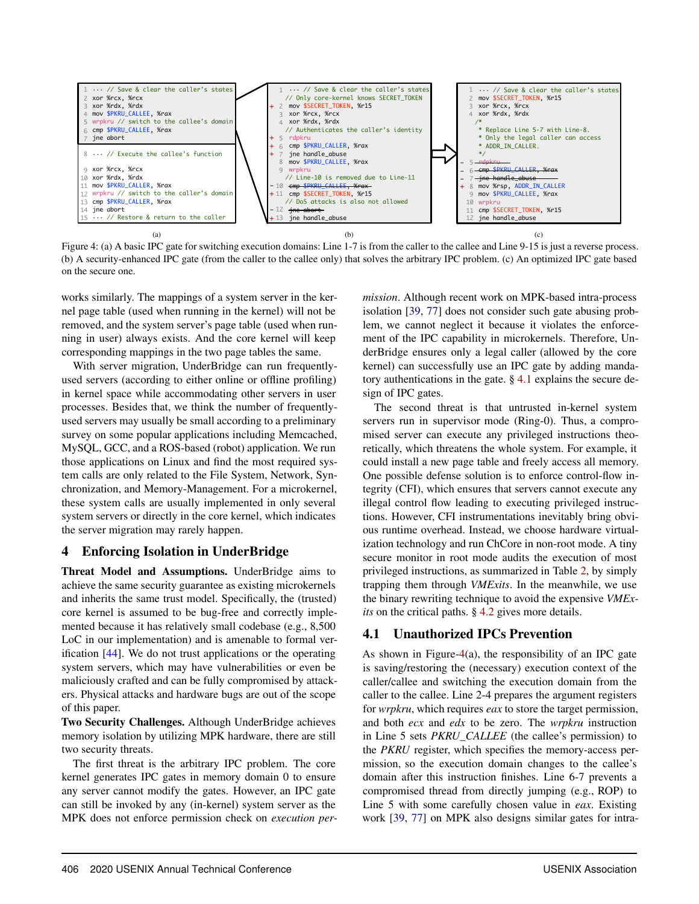```
1  ··· // Save & clear the caller's states
2  xor %rcx, %rcx
3  xor %rdx, %rdx
4  mov $PKRU_CALLEE, %rax
5  wrpkru // switch to the callee's domain
6  cmp $PKRU_CALLEE, %rax
7  jne abort

8  ··· // Execute the callee's function

9  xor %rcx, %rcx
10 xor %rdx, %rdx
11 mov $PKRU_CALLER, %rax
12 wrpkru // switch to the caller's domain
13 cmp $PKRU_CALLER, %rax
14 jne abort
15 ··· // Restore & return to the caller
```

(a)

```
   1  ··· // Save & clear the caller's states
      // Only core-kernel knows SECRET_TOKEN
+  2  mov $SECRET_TOKEN, %r15
   3  xor %rcx, %rcx
   4  xor %rdx, %rdx
      // Authenticates the caller's identity
+  5  rdpkru
+  6  cmp $PKRU_CALLER, %rax
+  7  jne handle_abuse
   8  mov $PKRU_CALLEE, %rax
   9  wrpkru
      // Line-10 is removed due to Line-11
- 10  cmp $PKRU_CALLEE, %rax
+ 11  cmp $SECRET_TOKEN, %r15
      // DoS attacks is also not allowed
- 12  jne abort
+ 13  jne handle_abuse
```

(b)

```
   1  ··· // Save & clear the caller's states
   2  mov $SECRET_TOKEN, %r15
   3  xor %rcx, %rcx
   4  xor %rdx, %rdx
   /*
    * Replace Line 5-7 with Line-8.
    * Only the legal caller can access
    * ADDR_IN_CALLER.
    */
-  5  rdpkru
-  6  cmp $PKRU_CALLER, %rax
-  7  jne handle_abuse
+  8  mov %rsp, ADDR_IN_CALLER
   9  mov $PKRU_CALLEE, %rax
  10  wrpkru
  11  cmp $SECRET_TOKEN, %r15
  12  jne handle_abuse
```

(c)

Figure 4: (a) A basic IPC gate for switching execution domains: Line 1-7 is from the caller to the callee and Line 9-15 is just a reverse process. (b) A security-enhanced IPC gate (from the caller to the callee only) that solves the arbitrary IPC problem. (c) An optimized IPC gate based on the secure one.

works similarly. The mappings of a system server in the kernel page table (used when running in the kernel) will not be removed, and the system server's page table (used when running in user) always exists. And the core kernel will keep corresponding mappings in the two page tables the same.

With server migration, UnderBridge can run frequently-used servers (according to either online or offline profiling) in kernel space while accommodating other servers in user processes. Besides that, we think the number of frequently-used servers may usually be small according to a preliminary survey on some popular applications including Memcached, MySQL, GCC, and a ROS-based (robot) application. We run those applications on Linux and find the most required system calls are only related to the File System, Network, Synchronization, and Memory-Management. For a microkernel, these system calls are usually implemented in only several system servers or directly in the core kernel, which indicates the server migration may rarely happen.

# 4 Enforcing Isolation in UnderBridge

**Threat Model and Assumptions.** UnderBridge aims to achieve the same security guarantee as existing microkernels and inherits the same trust model. Specifically, the (trusted) core kernel is assumed to be bug-free and correctly implemented because it has relatively small codebase (e.g., 8,500 LoC in our implementation) and is amenable to formal verification [44]. We do not trust applications or the operating system servers, which may have vulnerabilities or even be maliciously crafted and can be fully compromised by attackers. Physical attacks and hardware bugs are out of the scope of this paper.

**Two Security Challenges.** Although UnderBridge achieves memory isolation by utilizing MPK hardware, there are still two security threats.

The first threat is the arbitrary IPC problem. The core kernel generates IPC gates in memory domain 0 to ensure any server cannot modify the gates. However, an IPC gate can still be invoked by any (in-kernel) system server as the MPK does not enforce permission check on *execution permission*. Although recent work on MPK-based intra-process isolation [39, 77] does not consider such gate abusing problem, we cannot neglect it because it violates the enforcement of the IPC capability in microkernels. Therefore, UnderBridge ensures only a legal caller (allowed by the core kernel) can successfully use an IPC gate by adding mandatory authentications in the gate. § 4.1 explains the secure design of IPC gates.

The second threat is that untrusted in-kernel system servers run in supervisor mode (Ring-0). Thus, a compromised server can execute any privileged instructions theoretically, which threatens the whole system. For example, it could install a new page table and freely access all memory. One possible defense solution is to enforce control-flow integrity (CFI), which ensures that servers cannot execute any illegal control flow leading to executing privileged instructions. However, CFI instrumentations inevitably bring obvious runtime overhead. Instead, we choose hardware virtualization technology and run ChCore in non-root mode. A tiny secure monitor in root mode audits the execution of most privileged instructions, as summarized in Table 2, by simply trapping them through *VMExits*. In the meanwhile, we use the binary rewriting technique to avoid the expensive *VMExits* on the critical paths. § 4.2 gives more details.

## 4.1 Unauthorized IPCs Prevention

As shown in Figure-4(a), the responsibility of an IPC gate is saving/restoring the (necessary) execution context of the caller/callee and switching the execution domain from the caller to the callee. Line 2-4 prepares the argument registers for *wrpkru*, which requires *eax* to store the target permission, and both *ecx* and *edx* to be zero. The *wrpkru* instruction in Line 5 sets *PKRU_CALLEE* (the callee's permission) to the *PKRU* register, which specifies the memory-access permission, so the execution domain changes to the callee's domain after this instruction finishes. Line 6-7 prevents a compromised thread from directly jumping (e.g., ROP) to Line 5 with some carefully chosen value in *eax*. Existing work [39, 77] on MPK also designs similar gates for intra-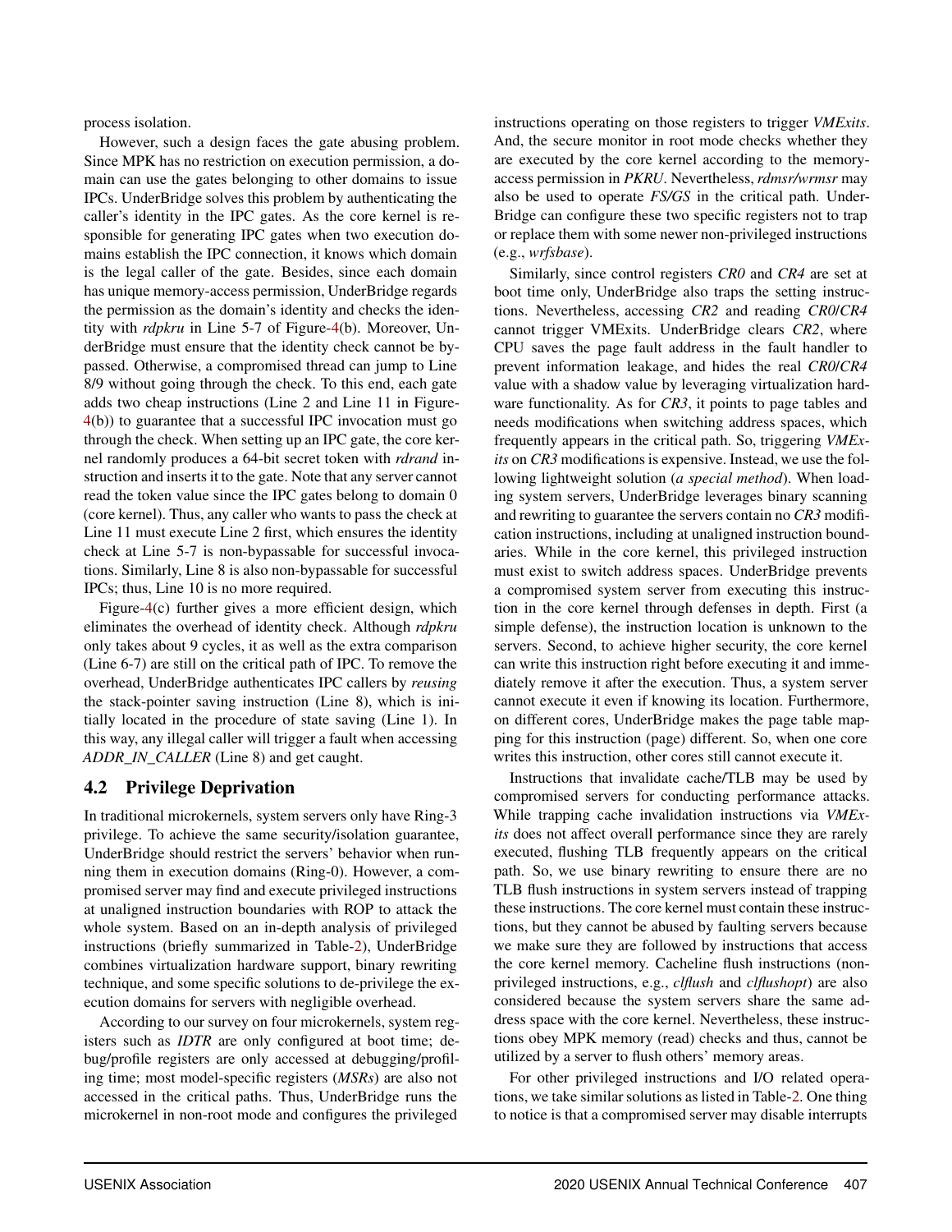process isolation.

However, such a design faces the gate abusing problem. Since MPK has no restriction on execution permission, a domain can use the gates belonging to other domains to issue IPCs. UnderBridge solves this problem by authenticating the caller's identity in the IPC gates. As the core kernel is responsible for generating IPC gates when two execution domains establish the IPC connection, it knows which domain is the legal caller of the gate. Besides, since each domain has unique memory-access permission, UnderBridge regards the permission as the domain's identity and checks the identity with *rdpkru* in Line 5-7 of Figure-4(b). Moreover, UnderBridge must ensure that the identity check cannot be bypassed. Otherwise, a compromised thread can jump to Line 8/9 without going through the check. To this end, each gate adds two cheap instructions (Line 2 and Line 11 in Figure-4(b)) to guarantee that a successful IPC invocation must go through the check. When setting up an IPC gate, the core kernel randomly produces a 64-bit secret token with *rdrand* instruction and inserts it to the gate. Note that any server cannot read the token value since the IPC gates belong to domain 0 (core kernel). Thus, any caller who wants to pass the check at Line 11 must execute Line 2 first, which ensures the identity check at Line 5-7 is non-bypassable for successful invocations. Similarly, Line 8 is also non-bypassable for successful IPCs; thus, Line 10 is no more required.

Figure-4(c) further gives a more efficient design, which eliminates the overhead of identity check. Although *rdpkru* only takes about 9 cycles, it as well as the extra comparison (Line 6-7) are still on the critical path of IPC. To remove the overhead, UnderBridge authenticates IPC callers by *reusing* the stack-pointer saving instruction (Line 8), which is initially located in the procedure of state saving (Line 1). In this way, any illegal caller will trigger a fault when accessing *ADDR_IN_CALLER* (Line 8) and get caught.

## 4.2 Privilege Deprivation

In traditional microkernels, system servers only have Ring-3 privilege. To achieve the same security/isolation guarantee, UnderBridge should restrict the servers' behavior when running them in execution domains (Ring-0). However, a compromised server may find and execute privileged instructions at unaligned instruction boundaries with ROP to attack the whole system. Based on an in-depth analysis of privileged instructions (briefly summarized in Table-2), UnderBridge combines virtualization hardware support, binary rewriting technique, and some specific solutions to de-privilege the execution domains for servers with negligible overhead.

According to our survey on four microkernels, system registers such as *IDTR* are only configured at boot time; debug/profile registers are only accessed at debugging/profiling time; most model-specific registers (*MSRs*) are also not accessed in the critical paths. Thus, UnderBridge runs the microkernel in non-root mode and configures the privileged instructions operating on those registers to trigger *VMExits*. And, the secure monitor in root mode checks whether they are executed by the core kernel according to the memory-access permission in *PKRU*. Nevertheless, *rdmsr/wrmsr* may also be used to operate *FS/GS* in the critical path. UnderBridge can configure these two specific registers not to trap or replace them with some newer non-privileged instructions (e.g., *wrfsbase*).

Similarly, since control registers *CR0* and *CR4* are set at boot time only, UnderBridge also traps the setting instructions. Nevertheless, accessing *CR2* and reading *CR0*/*CR4* cannot trigger VMExits. UnderBridge clears *CR2*, where CPU saves the page fault address in the fault handler to prevent information leakage, and hides the real *CR0*/*CR4* value with a shadow value by leveraging virtualization hardware functionality. As for *CR3*, it points to page tables and needs modifications when switching address spaces, which frequently appears in the critical path. So, triggering *VMExits* on *CR3* modifications is expensive. Instead, we use the following lightweight solution (*a special method*). When loading system servers, UnderBridge leverages binary scanning and rewriting to guarantee the servers contain no *CR3* modification instructions, including at unaligned instruction boundaries. While in the core kernel, this privileged instruction must exist to switch address spaces. UnderBridge prevents a compromised system server from executing this instruction in the core kernel through defenses in depth. First (a simple defense), the instruction location is unknown to the servers. Second, to achieve higher security, the core kernel can write this instruction right before executing it and immediately remove it after the execution. Thus, a system server cannot execute it even if knowing its location. Furthermore, on different cores, UnderBridge makes the page table mapping for this instruction (page) different. So, when one core writes this instruction, other cores still cannot execute it.

Instructions that invalidate cache/TLB may be used by compromised servers for conducting performance attacks. While trapping cache invalidation instructions via *VMExits* does not affect overall performance since they are rarely executed, flushing TLB frequently appears on the critical path. So, we use binary rewriting to ensure there are no TLB flush instructions in system servers instead of trapping these instructions. The core kernel must contain these instructions, but they cannot be abused by faulting servers because we make sure they are followed by instructions that access the core kernel memory. Cacheline flush instructions (non-privileged instructions, e.g., *clflush* and *clflushopt*) are also considered because the system servers share the same address space with the core kernel. Nevertheless, these instructions obey MPK memory (read) checks and thus, cannot be utilized by a server to flush others' memory areas.

For other privileged instructions and I/O related operations, we take similar solutions as listed in Table-2. One thing to notice is that a compromised server may disable interrupts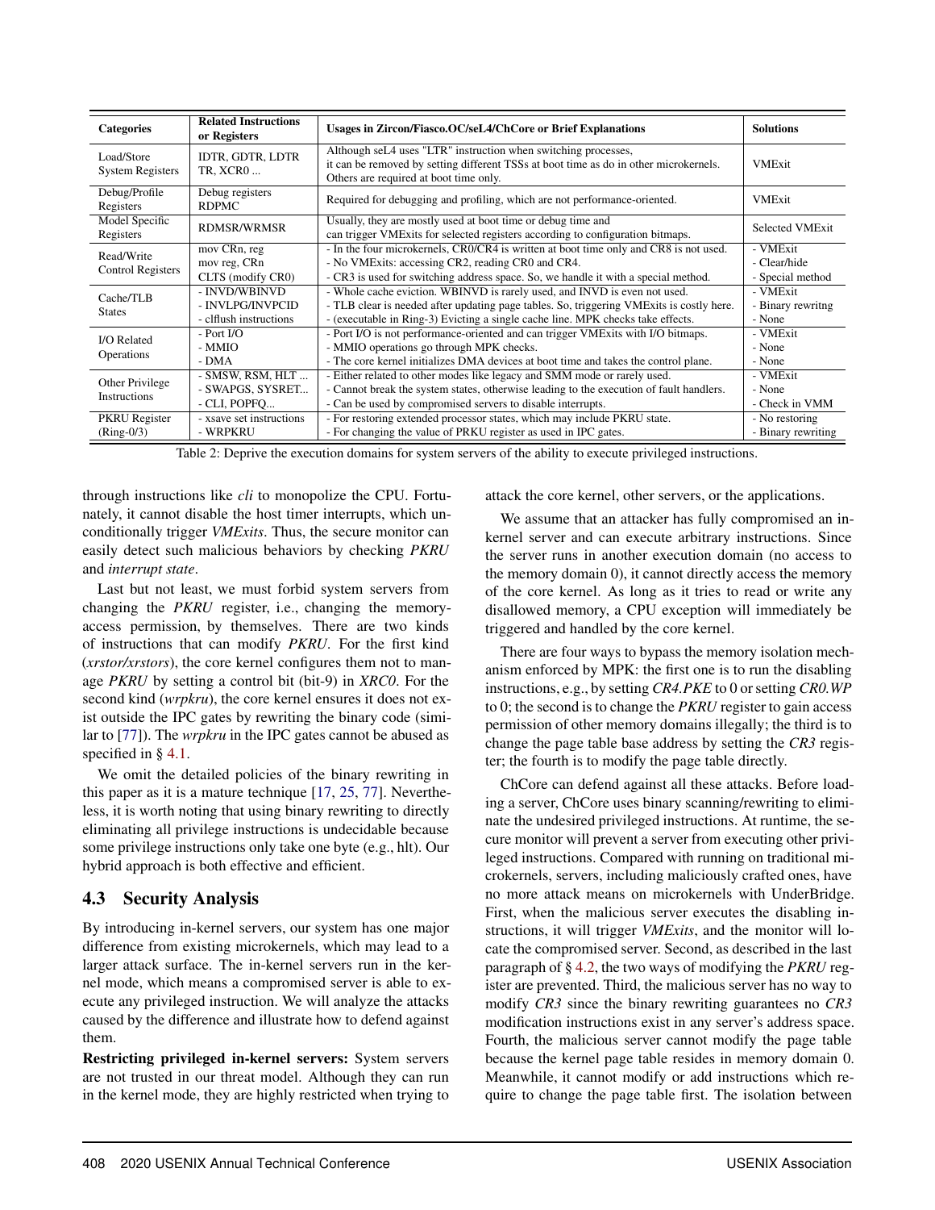| Categories | Related Instructions or Registers | Usages in Zircon/Fiasco.OC/seL4/ChCore or Brief Explanations | Solutions |
|---|---|---|---|
| Load/Store System Registers | IDTR, GDTR, LDTR TR, XCR0 ... | Although seL4 uses "LTR" instruction when switching processes, it can be removed by setting different TSSs at boot time as do in other microkernels. Others are required at boot time only. | VMExit |
| Debug/Profile Registers | Debug registers RDPMC | Required for debugging and profiling, which are not performance-oriented. | VMExit |
| Model Specific Registers | RDMSR/WRMSR | Usually, they are mostly used at boot time or debug time and can trigger VMExits for selected registers according to configuration bitmaps. | Selected VMExit |
| Read/Write Control Registers | mov CRn, reg<br>mov reg, CRn<br>CLTS (modify CR0) | - In the four microkernels, CR0/CR4 is written at boot time only and CR8 is not used.<br>- No VMExits: accessing CR2, reading CR0 and CR4.<br>- CR3 is used for switching address space. So, we handle it with a special method. | - VMExit<br>- Clear/hide<br>- Special method |
| Cache/TLB States | - INVD/WBINVD<br>- INVLPG/INVPCID<br>- clflush instructions | - Whole cache eviction. WBINVD is rarely used, and INVD is even not used.<br>- TLB clear is needed after updating page tables. So, triggering VMExits is costly here.<br>- (executable in Ring-3) Evicting a single cache line. MPK checks take effects. | - VMExit<br>- Binary rewritng<br>- None |
| I/O Related Operations | - Port I/O<br>- MMIO<br>- DMA | - Port I/O is not performance-oriented and can trigger VMExits with I/O bitmaps.<br>- MMIO operations go through MPK checks.<br>- The core kernel initializes DMA devices at boot time and takes the control plane. | - VMExit<br>- None<br>- None |
| Other Privilege Instructions | - SMSW, RSM, HLT ...<br>- SWAPGS, SYSRET...<br>- CLI, POPFQ... | - Either related to other modes like legacy and SMM mode or rarely used.<br>- Cannot break the system states, otherwise leading to the execution of fault handlers.<br>- Can be used by compromised servers to disable interrupts. | - VMExit<br>- None<br>- Check in VMM |
| PKRU Register (Ring-0/3) | - xsave set instructions<br>- WRPKRU | - For restoring extended processor states, which may include PKRU state.<br>- For changing the value of PRKU register as used in IPC gates. | - No restoring<br>- Binary rewriting |

Table 2: Deprive the execution domains for system servers of the ability to execute privileged instructions.

through instructions like *cli* to monopolize the CPU. Fortunately, it cannot disable the host timer interrupts, which unconditionally trigger *VMExits*. Thus, the secure monitor can easily detect such malicious behaviors by checking *PKRU* and *interrupt state*.

Last but not least, we must forbid system servers from changing the *PKRU* register, i.e., changing the memory-access permission, by themselves. There are two kinds of instructions that can modify *PKRU*. For the first kind (*xrstor/xrstors*), the core kernel configures them not to manage *PKRU* by setting a control bit (bit-9) in *XRC0*. For the second kind (*wrpkru*), the core kernel ensures it does not exist outside the IPC gates by rewriting the binary code (similar to [77]). The *wrpkru* in the IPC gates cannot be abused as specified in § 4.1.

We omit the detailed policies of the binary rewriting in this paper as it is a mature technique [17, 25, 77]. Nevertheless, it is worth noting that using binary rewriting to directly eliminating all privilege instructions is undecidable because some privilege instructions only take one byte (e.g., hlt). Our hybrid approach is both effective and efficient.

## 4.3 Security Analysis

By introducing in-kernel servers, our system has one major difference from existing microkernels, which may lead to a larger attack surface. The in-kernel servers run in the kernel mode, which means a compromised server is able to execute any privileged instruction. We will analyze the attacks caused by the difference and illustrate how to defend against them.

**Restricting privileged in-kernel servers:** System servers are not trusted in our threat model. Although they can run in the kernel mode, they are highly restricted when trying to attack the core kernel, other servers, or the applications.

We assume that an attacker has fully compromised an in-kernel server and can execute arbitrary instructions. Since the server runs in another execution domain (no access to the memory domain 0), it cannot directly access the memory of the core kernel. As long as it tries to read or write any disallowed memory, a CPU exception will immediately be triggered and handled by the core kernel.

There are four ways to bypass the memory isolation mechanism enforced by MPK: the first one is to run the disabling instructions, e.g., by setting *CR4.PKE* to 0 or setting *CR0.WP* to 0; the second is to change the *PKRU* register to gain access permission of other memory domains illegally; the third is to change the page table base address by setting the *CR3* register; the fourth is to modify the page table directly.

ChCore can defend against all these attacks. Before loading a server, ChCore uses binary scanning/rewriting to eliminate the undesired privileged instructions. At runtime, the secure monitor will prevent a server from executing other privileged instructions. Compared with running on traditional microkernels, servers, including maliciously crafted ones, have no more attack means on microkernels with UnderBridge. First, when the malicious server executes the disabling instructions, it will trigger *VMExits*, and the monitor will locate the compromised server. Second, as described in the last paragraph of § 4.2, the two ways of modifying the *PKRU* register are prevented. Third, the malicious server has no way to modify *CR3* since the binary rewriting guarantees no *CR3* modification instructions exist in any server's address space. Fourth, the malicious server cannot modify the page table because the kernel page table resides in memory domain 0. Meanwhile, it cannot modify or add instructions which require to change the page table first. The isolation between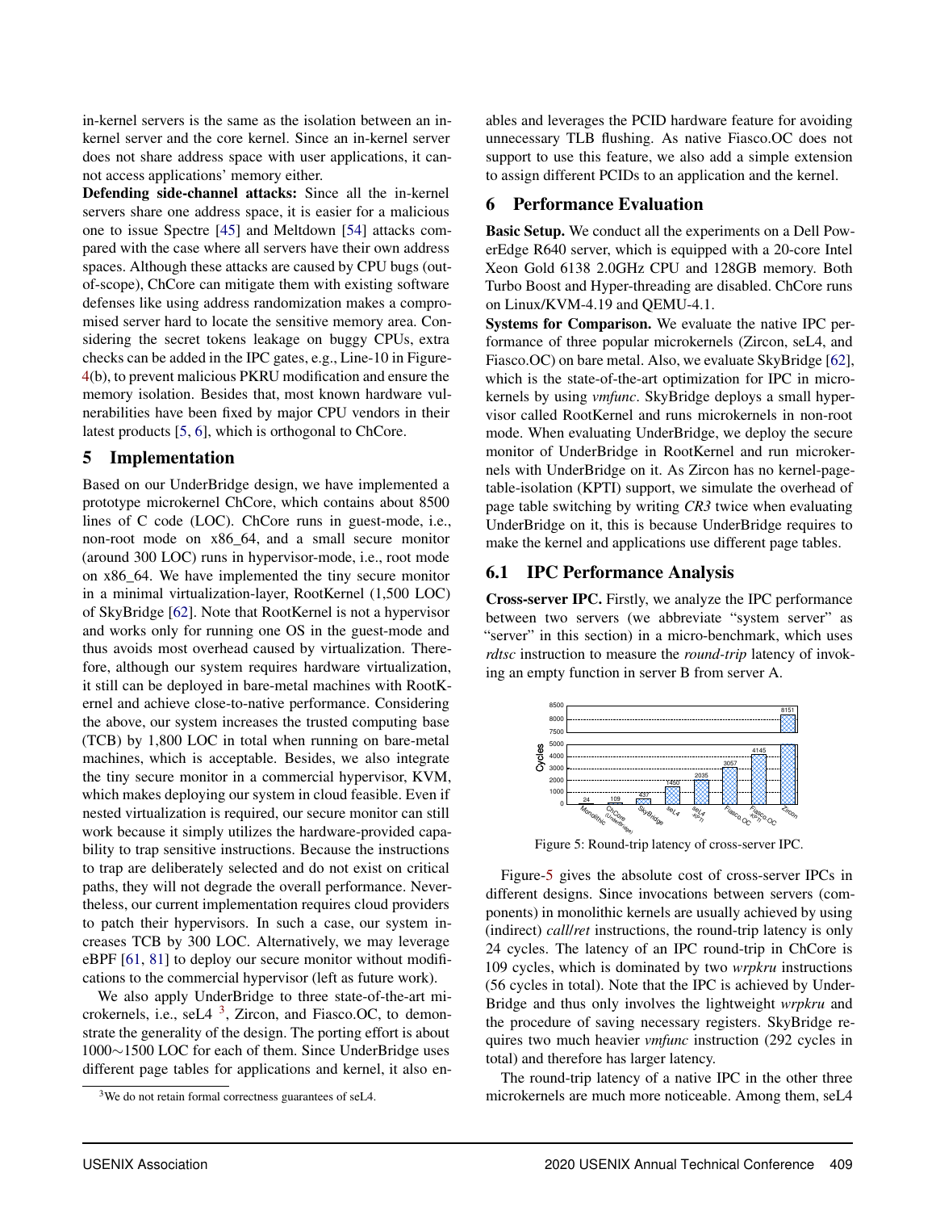in-kernel servers is the same as the isolation between an in-kernel server and the core kernel. Since an in-kernel server does not share address space with user applications, it cannot access applications' memory either.

**Defending side-channel attacks:** Since all the in-kernel servers share one address space, it is easier for a malicious one to issue Spectre [45] and Meltdown [54] attacks compared with the case where all servers have their own address spaces. Although these attacks are caused by CPU bugs (out-of-scope), ChCore can mitigate them with existing software defenses like using address randomization makes a compromised server hard to locate the sensitive memory area. Considering the secret tokens leakage on buggy CPUs, extra checks can be added in the IPC gates, e.g., Line-10 in Figure-4(b), to prevent malicious PKRU modification and ensure the memory isolation. Besides that, most known hardware vulnerabilities have been fixed by major CPU vendors in their latest products [5, 6], which is orthogonal to ChCore.

## 5 Implementation

Based on our UnderBridge design, we have implemented a prototype microkernel ChCore, which contains about 8500 lines of C code (LOC). ChCore runs in guest-mode, i.e., non-root mode on x86_64, and a small secure monitor (around 300 LOC) runs in hypervisor-mode, i.e., root mode on x86_64. We have implemented the tiny secure monitor in a minimal virtualization-layer, RootKernel (1,500 LOC) of SkyBridge [62]. Note that RootKernel is not a hypervisor and works only for running one OS in the guest-mode and thus avoids most overhead caused by virtualization. Therefore, although our system requires hardware virtualization, it still can be deployed in bare-metal machines with RootKernel and achieve close-to-native performance. Considering the above, our system increases the trusted computing base (TCB) by 1,800 LOC in total when running on bare-metal machines, which is acceptable. Besides, we also integrate the tiny secure monitor in a commercial hypervisor, KVM, which makes deploying our system in cloud feasible. Even if nested virtualization is required, our secure monitor can still work because it simply utilizes the hardware-provided capability to trap sensitive instructions. Because the instructions to trap are deliberately selected and do not exist on critical paths, they will not degrade the overall performance. Nevertheless, our current implementation requires cloud providers to patch their hypervisors. In such a case, our system increases TCB by 300 LOC. Alternatively, we may leverage eBPF [61, 81] to deploy our secure monitor without modifications to the commercial hypervisor (left as future work).

We also apply UnderBridge to three state-of-the-art microkernels, i.e., seL4 [3], Zircon, and Fiasco.OC, to demonstrate the generality of the design. The porting effort is about 1000∼1500 LOC for each of them. Since UnderBridge uses different page tables for applications and kernel, it also enables and leverages the PCID hardware feature for avoiding unnecessary TLB flushing. As native Fiasco.OC does not support to use this feature, we also add a simple extension to assign different PCIDs to an application and the kernel.

[3] We do not retain formal correctness guarantees of seL4.

## 6 Performance Evaluation

**Basic Setup.** We conduct all the experiments on a Dell PowerEdge R640 server, which is equipped with a 20-core Intel Xeon Gold 6138 2.0GHz CPU and 128GB memory. Both Turbo Boost and Hyper-threading are disabled. ChCore runs on Linux/KVM-4.19 and QEMU-4.1.

**Systems for Comparison.** We evaluate the native IPC performance of three popular microkernels (Zircon, seL4, and Fiasco.OC) on bare metal. Also, we evaluate SkyBridge [62], which is the state-of-the-art optimization for IPC in microkernels by using *vmfunc*. SkyBridge deploys a small hypervisor called RootKernel and runs microkernels in non-root mode. When evaluating UnderBridge, we deploy the secure monitor of UnderBridge in RootKernel and run microkernels with UnderBridge on it. As Zircon has no kernel-page-table-isolation (KPTI) support, we simulate the overhead of page table switching by writing *CR3* twice when evaluating UnderBridge on it, this is because UnderBridge requires to make the kernel and applications use different page tables.

### 6.1 IPC Performance Analysis

**Cross-server IPC.** Firstly, we analyze the IPC performance between two servers (we abbreviate "system server" as "server" in this section) in a micro-benchmark, which uses *rdtsc* instruction to measure the *round-trip* latency of invoking an empty function in server B from server A.

| System | Cycles |
|---|---|
| Monolithic | 24 |
| ChCore (UnderBridge) | 109 |
| SkyBridge | 437 |
| seL4 | 1450 |
| seL4 KPTI | 2035 |
| Fiasco.OC | 3057 |
| Fiasco.OC KPTI | 4145 |
| Zircon | 8151 |

Figure 5: Round-trip latency of cross-server IPC.

Figure-5 gives the absolute cost of cross-server IPCs in different designs. Since invocations between servers (components) in monolithic kernels are usually achieved by using (indirect) *call*/*ret* instructions, the round-trip latency is only 24 cycles. The latency of an IPC round-trip in ChCore is 109 cycles, which is dominated by two *wrpkru* instructions (56 cycles in total). Note that the IPC is achieved by UnderBridge and thus only involves the lightweight *wrpkru* and the procedure of saving necessary registers. SkyBridge requires two much heavier *vmfunc* instruction (292 cycles in total) and therefore has larger latency.

The round-trip latency of a native IPC in the other three microkernels are much more noticeable. Among them, seL4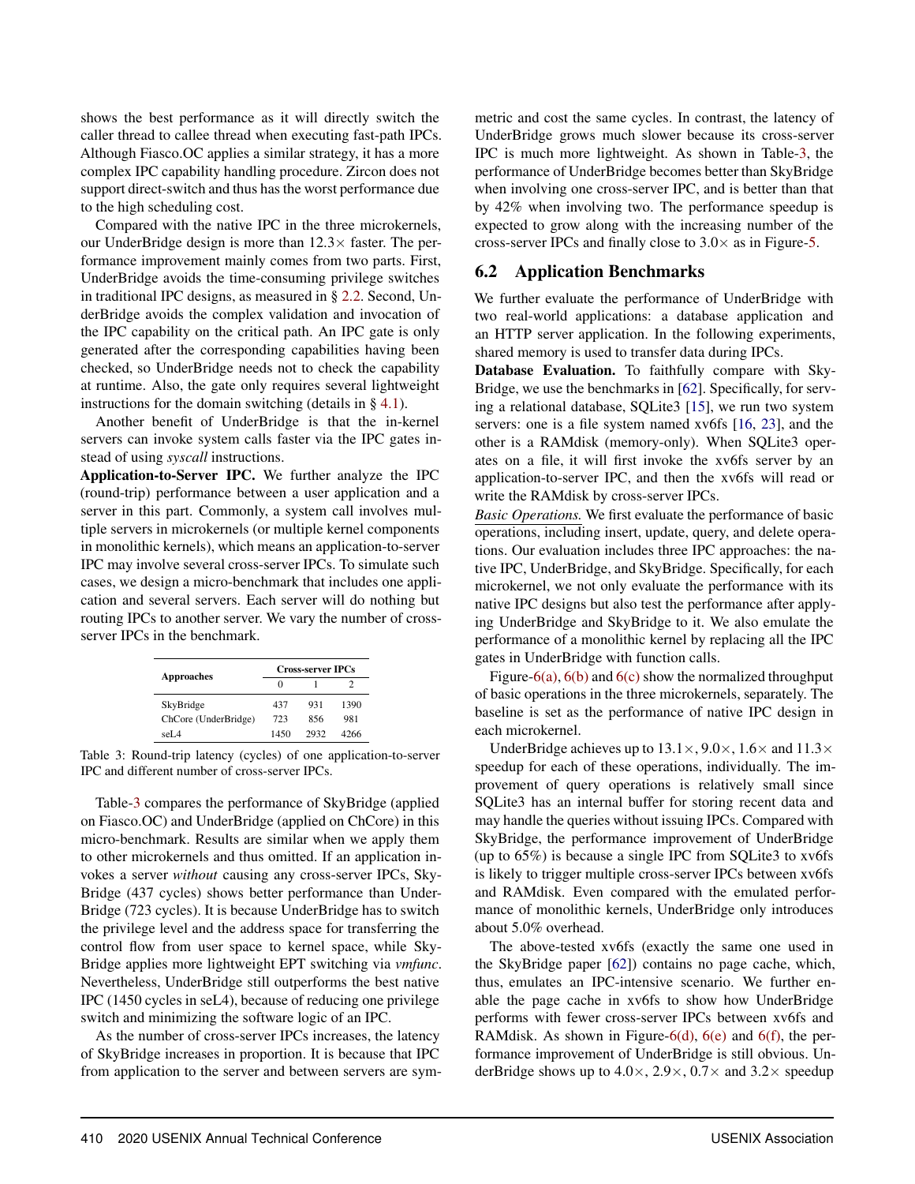shows the best performance as it will directly switch the caller thread to callee thread when executing fast-path IPCs. Although Fiasco.OC applies a similar strategy, it has a more complex IPC capability handling procedure. Zircon does not support direct-switch and thus has the worst performance due to the high scheduling cost.

Compared with the native IPC in the three microkernels, our UnderBridge design is more than 12.3× faster. The performance improvement mainly comes from two parts. First, UnderBridge avoids the time-consuming privilege switches in traditional IPC designs, as measured in § 2.2. Second, UnderBridge avoids the complex validation and invocation of the IPC capability on the critical path. An IPC gate is only generated after the corresponding capabilities having been checked, so UnderBridge needs not to check the capability at runtime. Also, the gate only requires several lightweight instructions for the domain switching (details in § 4.1).

Another benefit of UnderBridge is that the in-kernel servers can invoke system calls faster via the IPC gates instead of using *syscall* instructions.

**Application-to-Server IPC.** We further analyze the IPC (round-trip) performance between a user application and a server in this part. Commonly, a system call involves multiple servers in microkernels (or multiple kernel components in monolithic kernels), which means an application-to-server IPC may involve several cross-server IPCs. To simulate such cases, we design a micro-benchmark that includes one application and several servers. Each server will do nothing but routing IPCs to another server. We vary the number of cross-server IPCs in the benchmark.

| Approaches | Cross-server IPCs | | |
|---|---|---|---|
| | 0 | 1 | 2 |
| SkyBridge | 437 | 931 | 1390 |
| ChCore (UnderBridge) | 723 | 856 | 981 |
| seL4 | 1450 | 2932 | 4266 |

Table 3: Round-trip latency (cycles) of one application-to-server IPC and different number of cross-server IPCs.

Table-3 compares the performance of SkyBridge (applied on Fiasco.OC) and UnderBridge (applied on ChCore) in this micro-benchmark. Results are similar when we apply them to other microkernels and thus omitted. If an application invokes a server *without* causing any cross-server IPCs, SkyBridge (437 cycles) shows better performance than UnderBridge (723 cycles). It is because UnderBridge has to switch the privilege level and the address space for transferring the control flow from user space to kernel space, while SkyBridge applies more lightweight EPT switching via *vmfunc*. Nevertheless, UnderBridge still outperforms the best native IPC (1450 cycles in seL4), because of reducing one privilege switch and minimizing the software logic of an IPC.

As the number of cross-server IPCs increases, the latency of SkyBridge increases in proportion. It is because that IPC from application to the server and between servers are symmetric and cost the same cycles. In contrast, the latency of UnderBridge grows much slower because its cross-server IPC is much more lightweight. As shown in Table-3, the performance of UnderBridge becomes better than SkyBridge when involving one cross-server IPC, and is better than that by 42% when involving two. The performance speedup is expected to grow along with the increasing number of the cross-server IPCs and finally close to 3.0× as in Figure-5.

## 6.2 Application Benchmarks

We further evaluate the performance of UnderBridge with two real-world applications: a database application and an HTTP server application. In the following experiments, shared memory is used to transfer data during IPCs.

**Database Evaluation.** To faithfully compare with SkyBridge, we use the benchmarks in [62]. Specifically, for serving a relational database, SQLite3 [15], we run two system servers: one is a file system named xv6fs [16, 23], and the other is a RAMdisk (memory-only). When SQLite3 operates on a file, it will first invoke the xv6fs server by an application-to-server IPC, and then the xv6fs will read or write the RAMdisk by cross-server IPCs.

*Basic Operations.* We first evaluate the performance of basic operations, including insert, update, query, and delete operations. Our evaluation includes three IPC approaches: the native IPC, UnderBridge, and SkyBridge. Specifically, for each microkernel, we not only evaluate the performance with its native IPC designs but also test the performance after applying UnderBridge and SkyBridge to it. We also emulate the performance of a monolithic kernel by replacing all the IPC gates in UnderBridge with function calls.

Figure-6(a), 6(b) and 6(c) show the normalized throughput of basic operations in the three microkernels, separately. The baseline is set as the performance of native IPC design in each microkernel.

UnderBridge achieves up to 13.1×, 9.0×, 1.6× and 11.3× speedup for each of these operations, individually. The improvement of query operations is relatively small since SQLite3 has an internal buffer for storing recent data and may handle the queries without issuing IPCs. Compared with SkyBridge, the performance improvement of UnderBridge (up to 65%) is because a single IPC from SQLite3 to xv6fs is likely to trigger multiple cross-server IPCs between xv6fs and RAMdisk. Even compared with the emulated performance of monolithic kernels, UnderBridge only introduces about 5.0% overhead.

The above-tested xv6fs (exactly the same one used in the SkyBridge paper [62]) contains no page cache, which, thus, emulates an IPC-intensive scenario. We further enable the page cache in xv6fs to show how UnderBridge performs with fewer cross-server IPCs between xv6fs and RAMdisk. As shown in Figure-6(d), 6(e) and 6(f), the performance improvement of UnderBridge is still obvious. UnderBridge shows up to 4.0×, 2.9×, 0.7× and 3.2× speedup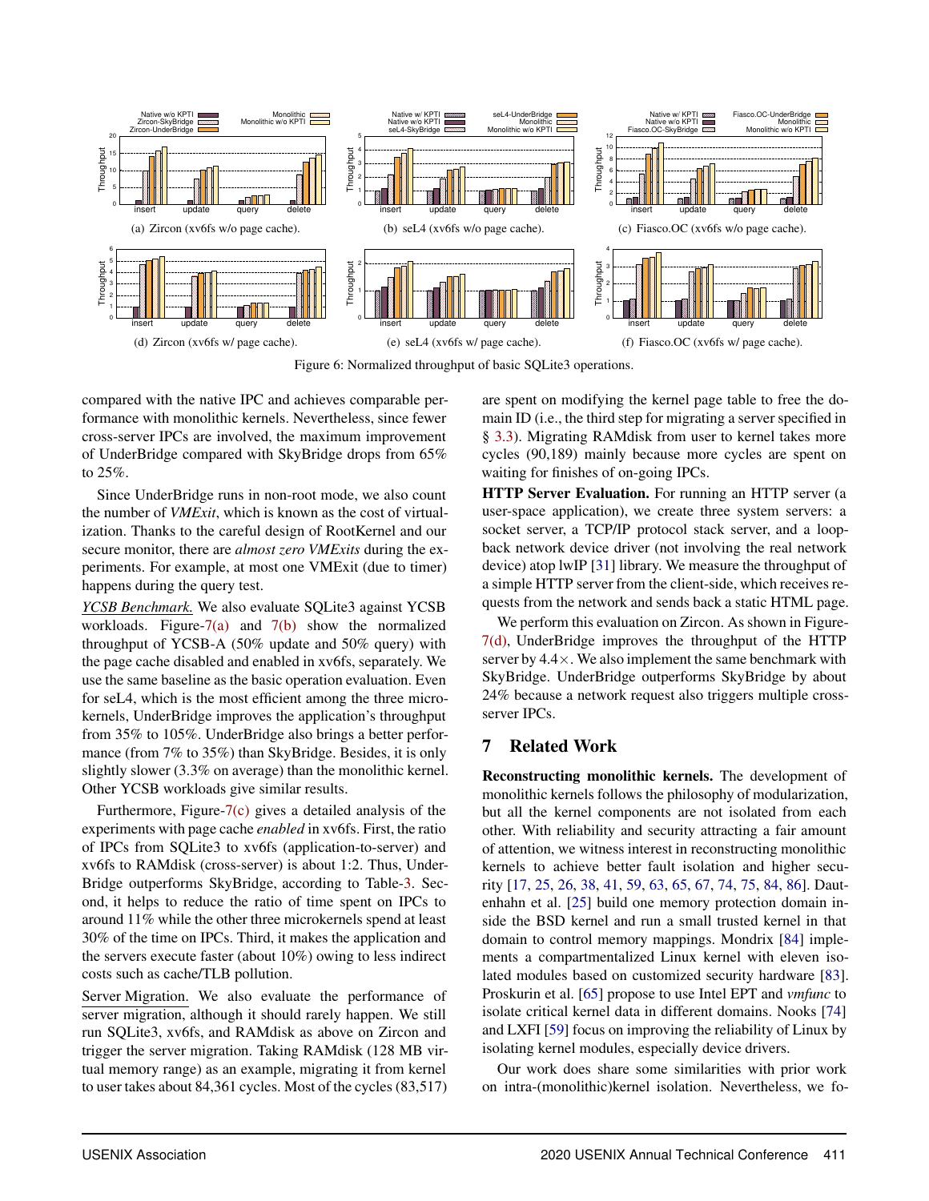Figure 6: Normalized throughput of basic SQLite3 operations.

(a) Zircon (xv6fs w/o page cache). (b) seL4 (xv6fs w/o page cache). (c) Fiasco.OC (xv6fs w/o page cache). (d) Zircon (xv6fs w/ page cache). (e) seL4 (xv6fs w/ page cache). (f) Fiasco.OC (xv6fs w/ page cache).

compared with the native IPC and achieves comparable performance with monolithic kernels. Nevertheless, since fewer cross-server IPCs are involved, the maximum improvement of UnderBridge compared with SkyBridge drops from 65% to 25%.

Since UnderBridge runs in non-root mode, we also count the number of *VMExit*, which is known as the cost of virtualization. Thanks to the careful design of RootKernel and our secure monitor, there are *almost zero VMExits* during the experiments. For example, at most one VMExit (due to timer) happens during the query test.

*YCSB Benchmark.* We also evaluate SQLite3 against YCSB workloads. Figure-7(a) and 7(b) show the normalized throughput of YCSB-A (50% update and 50% query) with the page cache disabled and enabled in xv6fs, separately. We use the same baseline as the basic operation evaluation. Even for seL4, which is the most efficient among the three microkernels, UnderBridge improves the application's throughput from 35% to 105%. UnderBridge also brings a better performance (from 7% to 35%) than SkyBridge. Besides, it is only slightly slower (3.3% on average) than the monolithic kernel. Other YCSB workloads give similar results.

Furthermore, Figure-7(c) gives a detailed analysis of the experiments with page cache *enabled* in xv6fs. First, the ratio of IPCs from SQLite3 to xv6fs (application-to-server) and xv6fs to RAMdisk (cross-server) is about 1:2. Thus, UnderBridge outperforms SkyBridge, according to Table-3. Second, it helps to reduce the ratio of time spent on IPCs to around 11% while the other three microkernels spend at least 30% of the time on IPCs. Third, it makes the application and the servers execute faster (about 10%) owing to less indirect costs such as cache/TLB pollution.

*Server Migration.* We also evaluate the performance of server migration, although it should rarely happen. We still run SQLite3, xv6fs, and RAMdisk as above on Zircon and trigger the server migration. Taking RAMdisk (128 MB virtual memory range) as an example, migrating it from kernel to user takes about 84,361 cycles. Most of the cycles (83,517) are spent on modifying the kernel page table to free the domain ID (i.e., the third step for migrating a server specified in § 3.3). Migrating RAMdisk from user to kernel takes more cycles (90,189) mainly because more cycles are spent on waiting for finishes of on-going IPCs.

**HTTP Server Evaluation.** For running an HTTP server (a user-space application), we create three system servers: a socket server, a TCP/IP protocol stack server, and a loopback network device driver (not involving the real network device) atop lwIP [31] library. We measure the throughput of a simple HTTP server from the client-side, which receives requests from the network and sends back a static HTML page.

We perform this evaluation on Zircon. As shown in Figure-7(d), UnderBridge improves the throughput of the HTTP server by 4.4×. We also implement the same benchmark with SkyBridge. UnderBridge outperforms SkyBridge by about 24% because a network request also triggers multiple cross-server IPCs.

## 7 Related Work

**Reconstructing monolithic kernels.** The development of monolithic kernels follows the philosophy of modularization, but all the kernel components are not isolated from each other. With reliability and security attracting a fair amount of attention, we witness interest in reconstructing monolithic kernels to achieve better fault isolation and higher security [17, 25, 26, 38, 41, 59, 63, 65, 67, 74, 75, 84, 86]. Dautenhahn et al. [25] build one memory protection domain inside the BSD kernel and run a small trusted kernel in that domain to control memory mappings. Mondrix [84] implements a compartmentalized Linux kernel with eleven isolated modules based on customized security hardware [83]. Proskurin et al. [65] propose to use Intel EPT and *vmfunc* to isolate critical kernel data in different domains. Nooks [74] and LXFI [59] focus on improving the reliability of Linux by isolating kernel modules, especially device drivers.

Our work does share some similarities with prior work on intra-(monolithic)kernel isolation. Nevertheless, we fo-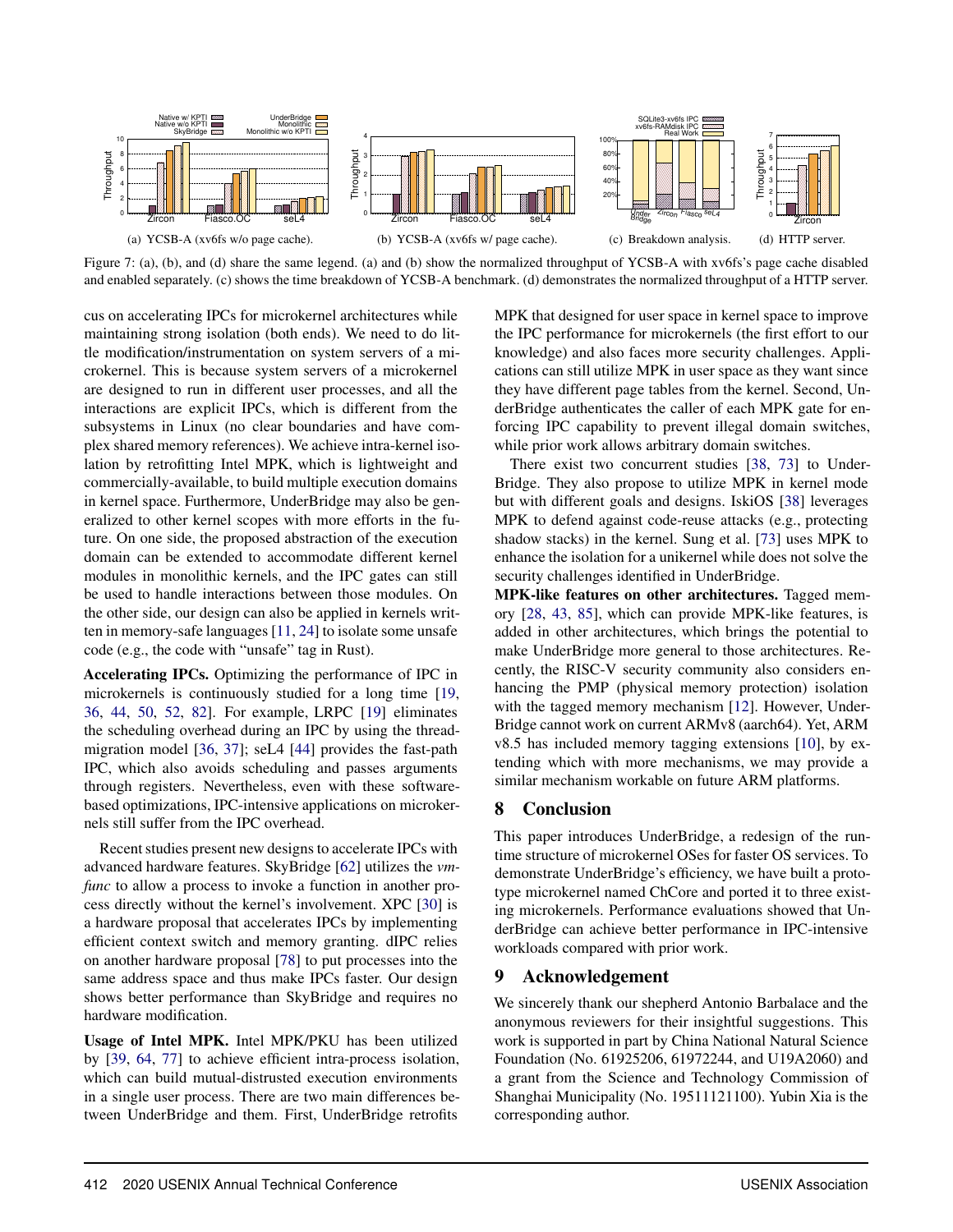Figure 7: (a), (b), and (d) share the same legend. (a) and (b) show the normalized throughput of YCSB-A with xv6fs's page cache disabled and enabled separately. (c) shows the time breakdown of YCSB-A benchmark. (d) demonstrates the normalized throughput of a HTTP server.

(a) YCSB-A (xv6fs w/o page cache). (b) YCSB-A (xv6fs w/ page cache). (c) Breakdown analysis. (d) HTTP server.

cus on accelerating IPCs for microkernel architectures while maintaining strong isolation (both ends). We need to do little modification/instrumentation on system servers of a microkernel. This is because system servers of a microkernel are designed to run in different user processes, and all the interactions are explicit IPCs, which is different from the subsystems in Linux (no clear boundaries and have complex shared memory references). We achieve intra-kernel isolation by retrofitting Intel MPK, which is lightweight and commercially-available, to build multiple execution domains in kernel space. Furthermore, UnderBridge may also be generalized to other kernel scopes with more efforts in the future. On one side, the proposed abstraction of the execution domain can be extended to accommodate different kernel modules in monolithic kernels, and the IPC gates can still be used to handle interactions between those modules. On the other side, our design can also be applied in kernels written in memory-safe languages [11, 24] to isolate some unsafe code (e.g., the code with "unsafe" tag in Rust).

**Accelerating IPCs.** Optimizing the performance of IPC in microkernels is continuously studied for a long time [19, 36, 44, 50, 52, 82]. For example, LRPC [19] eliminates the scheduling overhead during an IPC by using the thread-migration model [36, 37]; seL4 [44] provides the fast-path IPC, which also avoids scheduling and passes arguments through registers. Nevertheless, even with these software-based optimizations, IPC-intensive applications on microkernels still suffer from the IPC overhead.

Recent studies present new designs to accelerate IPCs with advanced hardware features. SkyBridge [62] utilizes the *vmfunc* to allow a process to invoke a function in another process directly without the kernel's involvement. XPC [30] is a hardware proposal that accelerates IPCs by implementing efficient context switch and memory granting. dIPC relies on another hardware proposal [78] to put processes into the same address space and thus make IPCs faster. Our design shows better performance than SkyBridge and requires no hardware modification.

**Usage of Intel MPK.** Intel MPK/PKU has been utilized by [39, 64, 77] to achieve efficient intra-process isolation, which can build mutual-distrusted execution environments in a single user process. There are two main differences between UnderBridge and them. First, UnderBridge retrofits MPK that designed for user space in kernel space to improve the IPC performance for microkernels (the first effort to our knowledge) and also faces more security challenges. Applications can still utilize MPK in user space as they want since they have different page tables from the kernel. Second, UnderBridge authenticates the caller of each MPK gate for enforcing IPC capability to prevent illegal domain switches, while prior work allows arbitrary domain switches.

There exist two concurrent studies [38, 73] to UnderBridge. They also propose to utilize MPK in kernel mode but with different goals and designs. IskiOS [38] leverages MPK to defend against code-reuse attacks (e.g., protecting shadow stacks) in the kernel. Sung et al. [73] uses MPK to enhance the isolation for a unikernel while does not solve the security challenges identified in UnderBridge.

**MPK-like features on other architectures.** Tagged memory [28, 43, 85], which can provide MPK-like features, is added in other architectures, which brings the potential to make UnderBridge more general to those architectures. Recently, the RISC-V security community also considers enhancing the PMP (physical memory protection) isolation with the tagged memory mechanism [12]. However, UnderBridge cannot work on current ARMv8 (aarch64). Yet, ARM v8.5 has included memory tagging extensions [10], by extending which with more mechanisms, we may provide a similar mechanism workable on future ARM platforms.

## 8 Conclusion

This paper introduces UnderBridge, a redesign of the runtime structure of microkernel OSes for faster OS services. To demonstrate UnderBridge's efficiency, we have built a prototype microkernel named ChCore and ported it to three existing microkernels. Performance evaluations showed that UnderBridge can achieve better performance in IPC-intensive workloads compared with prior work.

## 9 Acknowledgement

We sincerely thank our shepherd Antonio Barbalace and the anonymous reviewers for their insightful suggestions. This work is supported in part by China National Natural Science Foundation (No. 61925206, 61972244, and U19A2060) and a grant from the Science and Technology Commission of Shanghai Municipality (No. 19511121100). Yubin Xia is the corresponding author.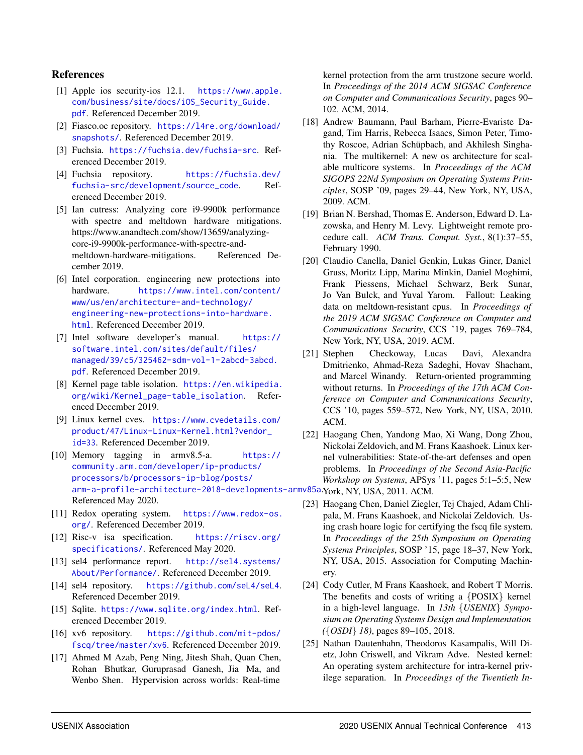## References

[1] Apple ios security-ios 12.1. https://www.apple.com/business/site/docs/iOS_Security_Guide.pdf. Referenced December 2019.

[2] Fiasco.oc repository. https://l4re.org/download/snapshots/. Referenced December 2019.

[3] Fuchsia. https://fuchsia.dev/fuchsia-src. Referenced December 2019.

[4] Fuchsia repository. https://fuchsia.dev/fuchsia-src/development/source_code. Referenced December 2019.

[5] Ian cutress: Analyzing core i9-9900k performance with spectre and meltdown hardware mitigations. https://www.anandtech.com/show/13659/analyzing-core-i9-9900k-performance-with-spectre-and-meltdown-hardware-mitigations. Referenced December 2019.

[6] Intel corporation. engineering new protections into hardware. https://www.intel.com/content/www/us/en/architecture-and-technology/engineering-new-protections-into-hardware.html. Referenced December 2019.

[7] Intel software developer's manual. https://software.intel.com/sites/default/files/managed/39/c5/325462-sdm-vol-1-2abcd-3abcd.pdf. Referenced December 2019.

[8] Kernel page table isolation. https://en.wikipedia.org/wiki/Kernel_page-table_isolation. Referenced December 2019.

[9] Linux kernel cves. https://www.cvedetails.com/product/47/Linux-Linux-Kernel.html?vendor_id=33. Referenced December 2019.

[10] Memory tagging in armv8.5-a. https://community.arm.com/developer/ip-products/processors/b/processors-ip-blog/posts/arm-a-profile-architecture-2018-developments-armv85a. Referenced May 2020.

[11] Redox operating system. https://www.redox-os.org/. Referenced December 2019.

[12] Risc-v isa specification. https://riscv.org/specifications/. Referenced May 2020.

[13] sel4 performance report. http://sel4.systems/About/Performance/. Referenced December 2019.

[14] sel4 repository. https://github.com/seL4/seL4. Referenced December 2019.

[15] Sqlite. https://www.sqlite.org/index.html. Referenced December 2019.

[16] xv6 repository. https://github.com/mit-pdos/fscq/tree/master/xv6. Referenced December 2019.

[17] Ahmed M Azab, Peng Ning, Jitesh Shah, Quan Chen, Rohan Bhutkar, Guruprasad Ganesh, Jia Ma, and Wenbo Shen. Hypervision across worlds: Real-time kernel protection from the arm trustzone secure world. In *Proceedings of the 2014 ACM SIGSAC Conference on Computer and Communications Security*, pages 90–102. ACM, 2014.

[18] Andrew Baumann, Paul Barham, Pierre-Evariste Dagand, Tim Harris, Rebecca Isaacs, Simon Peter, Timothy Roscoe, Adrian Schüpbach, and Akhilesh Singhania. The multikernel: A new os architecture for scalable multicore systems. In *Proceedings of the ACM SIGOPS 22Nd Symposium on Operating Systems Principles*, SOSP '09, pages 29–44, New York, NY, USA, 2009. ACM.

[19] Brian N. Bershad, Thomas E. Anderson, Edward D. Lazowska, and Henry M. Levy. Lightweight remote procedure call. *ACM Trans. Comput. Syst.*, 8(1):37–55, February 1990.

[20] Claudio Canella, Daniel Genkin, Lukas Giner, Daniel Gruss, Moritz Lipp, Marina Minkin, Daniel Moghimi, Frank Piessens, Michael Schwarz, Berk Sunar, Jo Van Bulck, and Yuval Yarom. Fallout: Leaking data on meltdown-resistant cpus. In *Proceedings of the 2019 ACM SIGSAC Conference on Computer and Communications Security*, CCS '19, pages 769–784, New York, NY, USA, 2019. ACM.

[21] Stephen Checkoway, Lucas Davi, Alexandra Dmitrienko, Ahmad-Reza Sadeghi, Hovav Shacham, and Marcel Winandy. Return-oriented programming without returns. In *Proceedings of the 17th ACM Conference on Computer and Communications Security*, CCS '10, pages 559–572, New York, NY, USA, 2010. ACM.

[22] Haogang Chen, Yandong Mao, Xi Wang, Dong Zhou, Nickolai Zeldovich, and M. Frans Kaashoek. Linux kernel vulnerabilities: State-of-the-art defenses and open problems. In *Proceedings of the Second Asia-Pacific Workshop on Systems*, APSys '11, pages 5:1–5:5, New York, NY, USA, 2011. ACM.

[23] Haogang Chen, Daniel Ziegler, Tej Chajed, Adam Chlipala, M. Frans Kaashoek, and Nickolai Zeldovich. Using crash hoare logic for certifying the fscq file system. In *Proceedings of the 25th Symposium on Operating Systems Principles*, SOSP '15, page 18–37, New York, NY, USA, 2015. Association for Computing Machinery.

[24] Cody Cutler, M Frans Kaashoek, and Robert T Morris. The benefits and costs of writing a {POSIX} kernel in a high-level language. In *13th {USENIX} Symposium on Operating Systems Design and Implementation ({OSDI} 18)*, pages 89–105, 2018.

[25] Nathan Dautenhahn, Theodoros Kasampalis, Will Dietz, John Criswell, and Vikram Adve. Nested kernel: An operating system architecture for intra-kernel privilege separation. In *Proceedings of the Twentieth In-*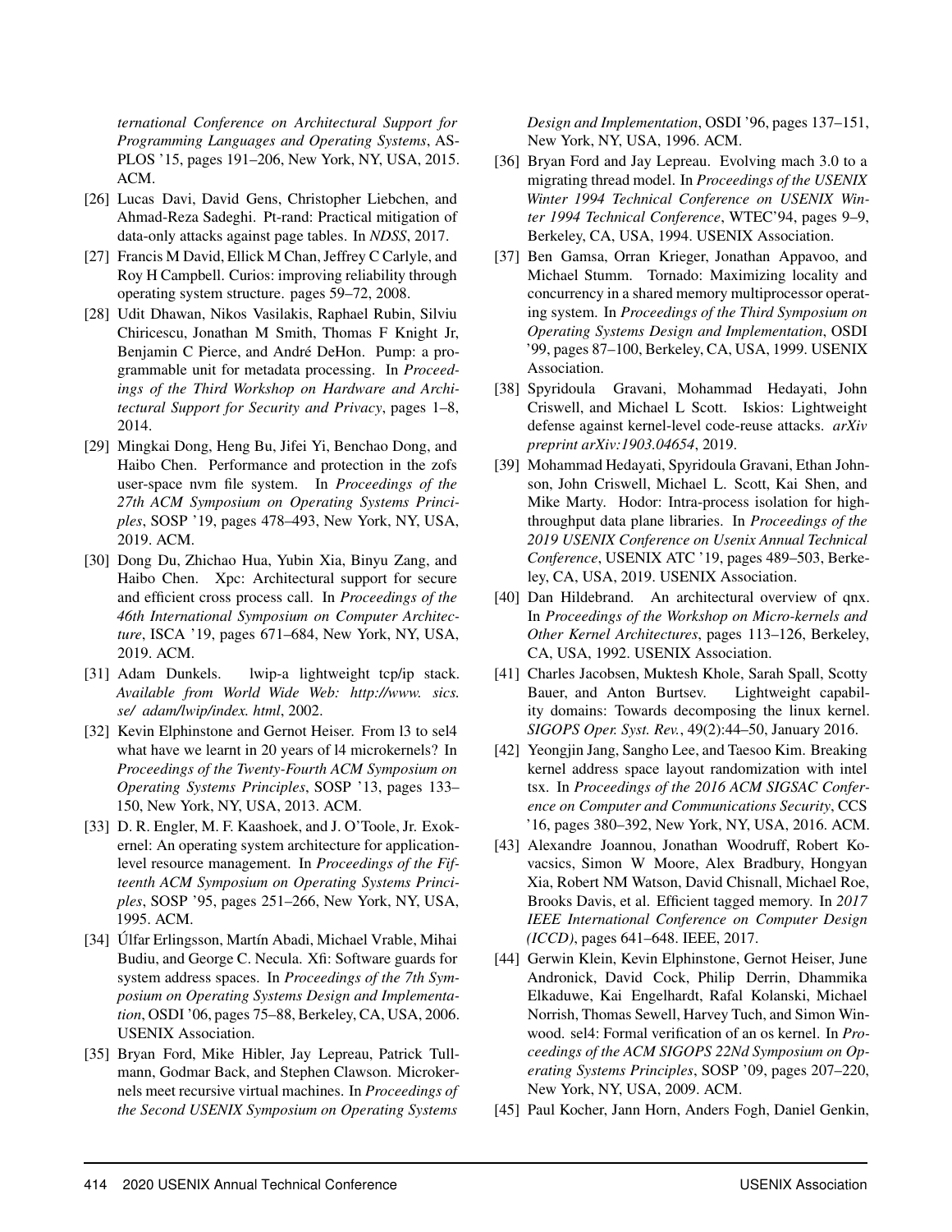*ternational Conference on Architectural Support for Programming Languages and Operating Systems*, ASPLOS '15, pages 191–206, New York, NY, USA, 2015. ACM.

[26] Lucas Davi, David Gens, Christopher Liebchen, and Ahmad-Reza Sadeghi. Pt-rand: Practical mitigation of data-only attacks against page tables. In *NDSS*, 2017.

[27] Francis M David, Ellick M Chan, Jeffrey C Carlyle, and Roy H Campbell. Curios: improving reliability through operating system structure. pages 59–72, 2008.

[28] Udit Dhawan, Nikos Vasilakis, Raphael Rubin, Silviu Chiricescu, Jonathan M Smith, Thomas F Knight Jr, Benjamin C Pierce, and André DeHon. Pump: a programmable unit for metadata processing. In *Proceedings of the Third Workshop on Hardware and Architectural Support for Security and Privacy*, pages 1–8, 2014.

[29] Mingkai Dong, Heng Bu, Jifei Yi, Benchao Dong, and Haibo Chen. Performance and protection in the zofs user-space nvm file system. In *Proceedings of the 27th ACM Symposium on Operating Systems Principles*, SOSP '19, pages 478–493, New York, NY, USA, 2019. ACM.

[30] Dong Du, Zhichao Hua, Yubin Xia, Binyu Zang, and Haibo Chen. Xpc: Architectural support for secure and efficient cross process call. In *Proceedings of the 46th International Symposium on Computer Architecture*, ISCA '19, pages 671–684, New York, NY, USA, 2019. ACM.

[31] Adam Dunkels. lwip-a lightweight tcp/ip stack. *Available from World Wide Web: http://www. sics. se/ adam/lwip/index. html*, 2002.

[32] Kevin Elphinstone and Gernot Heiser. From l3 to sel4 what have we learnt in 20 years of l4 microkernels? In *Proceedings of the Twenty-Fourth ACM Symposium on Operating Systems Principles*, SOSP '13, pages 133–150, New York, NY, USA, 2013. ACM.

[33] D. R. Engler, M. F. Kaashoek, and J. O'Toole, Jr. Exokernel: An operating system architecture for application-level resource management. In *Proceedings of the Fifteenth ACM Symposium on Operating Systems Principles*, SOSP '95, pages 251–266, New York, NY, USA, 1995. ACM.

[34] Úlfar Erlingsson, Martín Abadi, Michael Vrable, Mihai Budiu, and George C. Necula. Xfi: Software guards for system address spaces. In *Proceedings of the 7th Symposium on Operating Systems Design and Implementation*, OSDI '06, pages 75–88, Berkeley, CA, USA, 2006. USENIX Association.

[35] Bryan Ford, Mike Hibler, Jay Lepreau, Patrick Tullmann, Godmar Back, and Stephen Clawson. Microkernels meet recursive virtual machines. In *Proceedings of the Second USENIX Symposium on Operating Systems Design and Implementation*, OSDI '96, pages 137–151, New York, NY, USA, 1996. ACM.

[36] Bryan Ford and Jay Lepreau. Evolving mach 3.0 to a migrating thread model. In *Proceedings of the USENIX Winter 1994 Technical Conference on USENIX Winter 1994 Technical Conference*, WTEC'94, pages 9–9, Berkeley, CA, USA, 1994. USENIX Association.

[37] Ben Gamsa, Orran Krieger, Jonathan Appavoo, and Michael Stumm. Tornado: Maximizing locality and concurrency in a shared memory multiprocessor operating system. In *Proceedings of the Third Symposium on Operating Systems Design and Implementation*, OSDI '99, pages 87–100, Berkeley, CA, USA, 1999. USENIX Association.

[38] Spyridoula Gravani, Mohammad Hedayati, John Criswell, and Michael L Scott. Iskios: Lightweight defense against kernel-level code-reuse attacks. *arXiv preprint arXiv:1903.04654*, 2019.

[39] Mohammad Hedayati, Spyridoula Gravani, Ethan Johnson, John Criswell, Michael L. Scott, Kai Shen, and Mike Marty. Hodor: Intra-process isolation for high-throughput data plane libraries. In *Proceedings of the 2019 USENIX Conference on Usenix Annual Technical Conference*, USENIX ATC '19, pages 489–503, Berkeley, CA, USA, 2019. USENIX Association.

[40] Dan Hildebrand. An architectural overview of qnx. In *Proceedings of the Workshop on Micro-kernels and Other Kernel Architectures*, pages 113–126, Berkeley, CA, USA, 1992. USENIX Association.

[41] Charles Jacobsen, Muktesh Khole, Sarah Spall, Scotty Bauer, and Anton Burtsev. Lightweight capability domains: Towards decomposing the linux kernel. *SIGOPS Oper. Syst. Rev.*, 49(2):44–50, January 2016.

[42] Yeongjin Jang, Sangho Lee, and Taesoo Kim. Breaking kernel address space layout randomization with intel tsx. In *Proceedings of the 2016 ACM SIGSAC Conference on Computer and Communications Security*, CCS '16, pages 380–392, New York, NY, USA, 2016. ACM.

[43] Alexandre Joannou, Jonathan Woodruff, Robert Kovacsics, Simon W Moore, Alex Bradbury, Hongyan Xia, Robert NM Watson, David Chisnall, Michael Roe, Brooks Davis, et al. Efficient tagged memory. In *2017 IEEE International Conference on Computer Design (ICCD)*, pages 641–648. IEEE, 2017.

[44] Gerwin Klein, Kevin Elphinstone, Gernot Heiser, June Andronick, David Cock, Philip Derrin, Dhammika Elkaduwe, Kai Engelhardt, Rafal Kolanski, Michael Norrish, Thomas Sewell, Harvey Tuch, and Simon Winwood. sel4: Formal verification of an os kernel. In *Proceedings of the ACM SIGOPS 22Nd Symposium on Operating Systems Principles*, SOSP '09, pages 207–220, New York, NY, USA, 2009. ACM.

[45] Paul Kocher, Jann Horn, Anders Fogh, Daniel Genkin,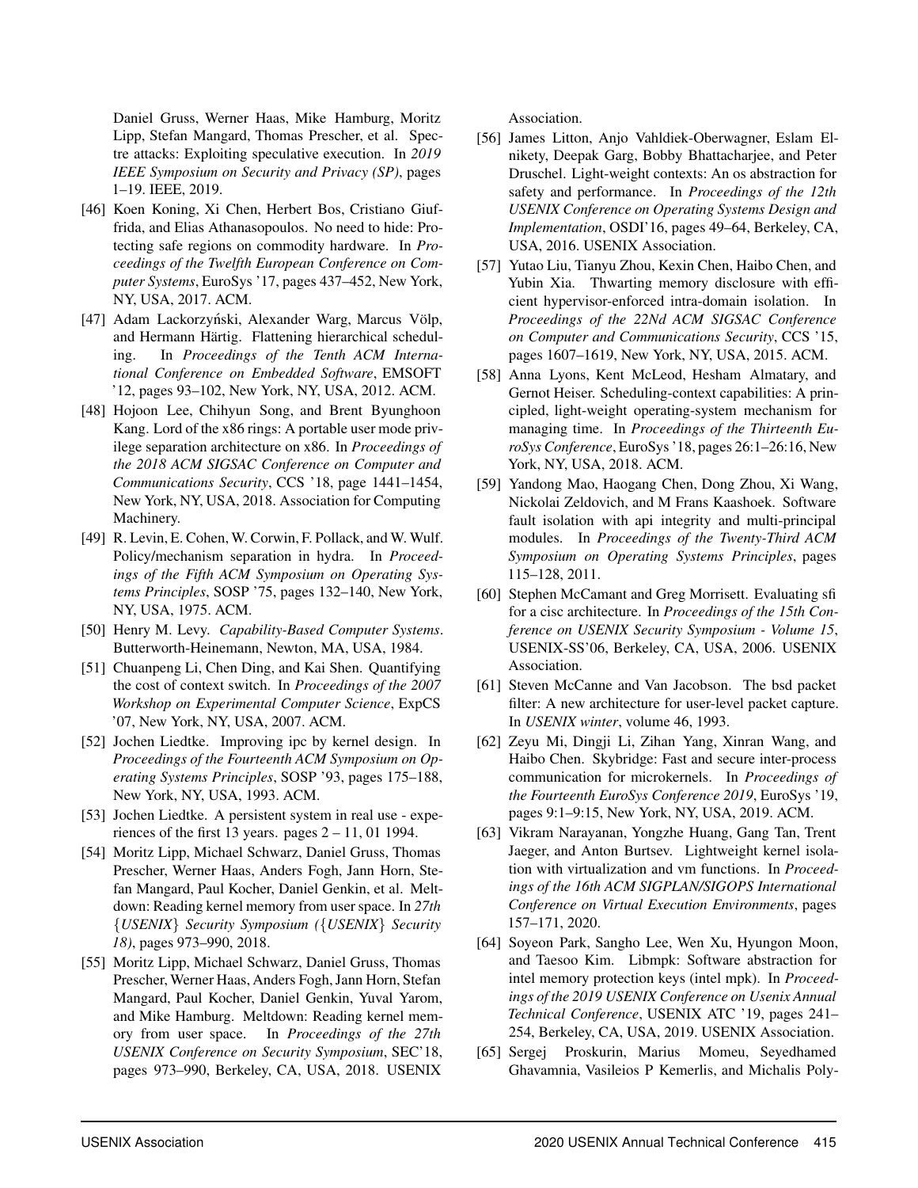Daniel Gruss, Werner Haas, Mike Hamburg, Moritz Lipp, Stefan Mangard, Thomas Prescher, et al. Spectre attacks: Exploiting speculative execution. In *2019 IEEE Symposium on Security and Privacy (SP)*, pages 1–19. IEEE, 2019.

- [46] Koen Koning, Xi Chen, Herbert Bos, Cristiano Giuffrida, and Elias Athanasopoulos. No need to hide: Protecting safe regions on commodity hardware. In *Proceedings of the Twelfth European Conference on Computer Systems*, EuroSys '17, pages 437–452, New York, NY, USA, 2017. ACM.
- [47] Adam Lackorzyński, Alexander Warg, Marcus Völp, and Hermann Härtig. Flattening hierarchical scheduling. In *Proceedings of the Tenth ACM International Conference on Embedded Software*, EMSOFT '12, pages 93–102, New York, NY, USA, 2012. ACM.
- [48] Hojoon Lee, Chihyun Song, and Brent Byunghoon Kang. Lord of the x86 rings: A portable user mode privilege separation architecture on x86. In *Proceedings of the 2018 ACM SIGSAC Conference on Computer and Communications Security*, CCS '18, page 1441–1454, New York, NY, USA, 2018. Association for Computing Machinery.
- [49] R. Levin, E. Cohen, W. Corwin, F. Pollack, and W. Wulf. Policy/mechanism separation in hydra. In *Proceedings of the Fifth ACM Symposium on Operating Systems Principles*, SOSP '75, pages 132–140, New York, NY, USA, 1975. ACM.
- [50] Henry M. Levy. *Capability-Based Computer Systems*. Butterworth-Heinemann, Newton, MA, USA, 1984.
- [51] Chuanpeng Li, Chen Ding, and Kai Shen. Quantifying the cost of context switch. In *Proceedings of the 2007 Workshop on Experimental Computer Science*, ExpCS '07, New York, NY, USA, 2007. ACM.
- [52] Jochen Liedtke. Improving ipc by kernel design. In *Proceedings of the Fourteenth ACM Symposium on Operating Systems Principles*, SOSP '93, pages 175–188, New York, NY, USA, 1993. ACM.
- [53] Jochen Liedtke. A persistent system in real use - experiences of the first 13 years. pages 2 – 11, 01 1994.
- [54] Moritz Lipp, Michael Schwarz, Daniel Gruss, Thomas Prescher, Werner Haas, Anders Fogh, Jann Horn, Stefan Mangard, Paul Kocher, Daniel Genkin, et al. Meltdown: Reading kernel memory from user space. In *27th {USENIX} Security Symposium ({USENIX} Security 18)*, pages 973–990, 2018.
- [55] Moritz Lipp, Michael Schwarz, Daniel Gruss, Thomas Prescher, Werner Haas, Anders Fogh, Jann Horn, Stefan Mangard, Paul Kocher, Daniel Genkin, Yuval Yarom, and Mike Hamburg. Meltdown: Reading kernel memory from user space. In *Proceedings of the 27th USENIX Conference on Security Symposium*, SEC'18, pages 973–990, Berkeley, CA, USA, 2018. USENIX Association.
- [56] James Litton, Anjo Vahldiek-Oberwagner, Eslam Elnikety, Deepak Garg, Bobby Bhattacharjee, and Peter Druschel. Light-weight contexts: An os abstraction for safety and performance. In *Proceedings of the 12th USENIX Conference on Operating Systems Design and Implementation*, OSDI'16, pages 49–64, Berkeley, CA, USA, 2016. USENIX Association.
- [57] Yutao Liu, Tianyu Zhou, Kexin Chen, Haibo Chen, and Yubin Xia. Thwarting memory disclosure with efficient hypervisor-enforced intra-domain isolation. In *Proceedings of the 22Nd ACM SIGSAC Conference on Computer and Communications Security*, CCS '15, pages 1607–1619, New York, NY, USA, 2015. ACM.
- [58] Anna Lyons, Kent McLeod, Hesham Almatary, and Gernot Heiser. Scheduling-context capabilities: A principled, light-weight operating-system mechanism for managing time. In *Proceedings of the Thirteenth EuroSys Conference*, EuroSys '18, pages 26:1–26:16, New York, NY, USA, 2018. ACM.
- [59] Yandong Mao, Haogang Chen, Dong Zhou, Xi Wang, Nickolai Zeldovich, and M Frans Kaashoek. Software fault isolation with api integrity and multi-principal modules. In *Proceedings of the Twenty-Third ACM Symposium on Operating Systems Principles*, pages 115–128, 2011.
- [60] Stephen McCamant and Greg Morrisett. Evaluating sfi for a cisc architecture. In *Proceedings of the 15th Conference on USENIX Security Symposium - Volume 15*, USENIX-SS'06, Berkeley, CA, USA, 2006. USENIX Association.
- [61] Steven McCanne and Van Jacobson. The bsd packet filter: A new architecture for user-level packet capture. In *USENIX winter*, volume 46, 1993.
- [62] Zeyu Mi, Dingji Li, Zihan Yang, Xinran Wang, and Haibo Chen. Skybridge: Fast and secure inter-process communication for microkernels. In *Proceedings of the Fourteenth EuroSys Conference 2019*, EuroSys '19, pages 9:1–9:15, New York, NY, USA, 2019. ACM.
- [63] Vikram Narayanan, Yongzhe Huang, Gang Tan, Trent Jaeger, and Anton Burtsev. Lightweight kernel isolation with virtualization and vm functions. In *Proceedings of the 16th ACM SIGPLAN/SIGOPS International Conference on Virtual Execution Environments*, pages 157–171, 2020.
- [64] Soyeon Park, Sangho Lee, Wen Xu, Hyungon Moon, and Taesoo Kim. Libmpk: Software abstraction for intel memory protection keys (intel mpk). In *Proceedings of the 2019 USENIX Conference on Usenix Annual Technical Conference*, USENIX ATC '19, pages 241–254, Berkeley, CA, USA, 2019. USENIX Association.
- [65] Sergej Proskurin, Marius Momeu, Seyedhamed Ghavamnia, Vasileios P Kemerlis, and Michalis Poly-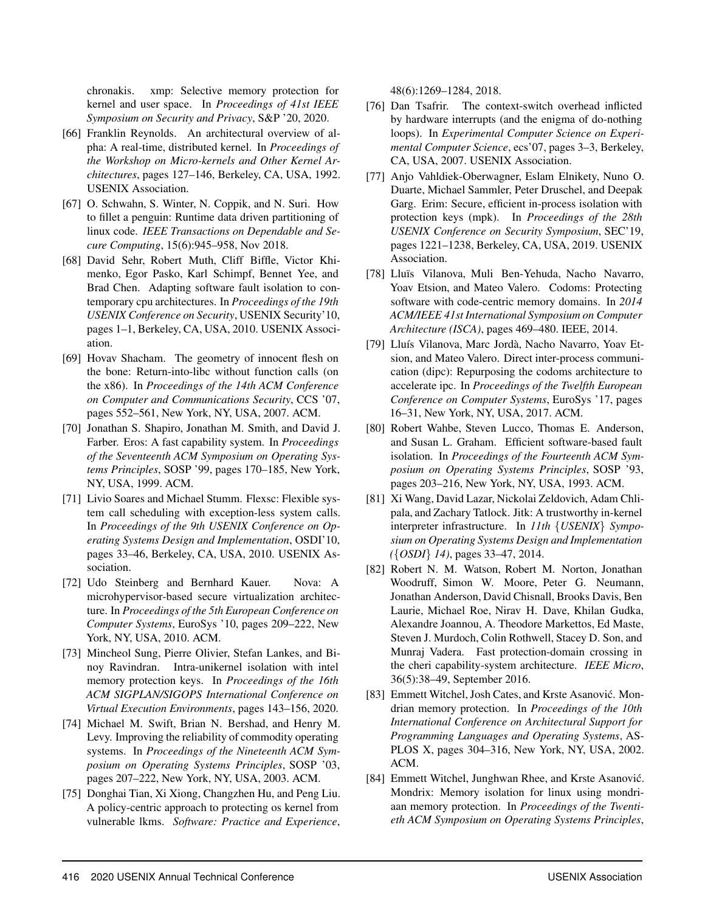chronakis. xmp: Selective memory protection for kernel and user space. In *Proceedings of 41st IEEE Symposium on Security and Privacy*, S&P '20, 2020.

[66] Franklin Reynolds. An architectural overview of alpha: A real-time, distributed kernel. In *Proceedings of the Workshop on Micro-kernels and Other Kernel Architectures*, pages 127–146, Berkeley, CA, USA, 1992. USENIX Association.

[67] O. Schwahn, S. Winter, N. Coppik, and N. Suri. How to fillet a penguin: Runtime data driven partitioning of linux code. *IEEE Transactions on Dependable and Secure Computing*, 15(6):945–958, Nov 2018.

[68] David Sehr, Robert Muth, Cliff Biffle, Victor Khimenko, Egor Pasko, Karl Schimpf, Bennet Yee, and Brad Chen. Adapting software fault isolation to contemporary cpu architectures. In *Proceedings of the 19th USENIX Conference on Security*, USENIX Security'10, pages 1–1, Berkeley, CA, USA, 2010. USENIX Association.

[69] Hovav Shacham. The geometry of innocent flesh on the bone: Return-into-libc without function calls (on the x86). In *Proceedings of the 14th ACM Conference on Computer and Communications Security*, CCS '07, pages 552–561, New York, NY, USA, 2007. ACM.

[70] Jonathan S. Shapiro, Jonathan M. Smith, and David J. Farber. Eros: A fast capability system. In *Proceedings of the Seventeenth ACM Symposium on Operating Systems Principles*, SOSP '99, pages 170–185, New York, NY, USA, 1999. ACM.

[71] Livio Soares and Michael Stumm. Flexsc: Flexible system call scheduling with exception-less system calls. In *Proceedings of the 9th USENIX Conference on Operating Systems Design and Implementation*, OSDI'10, pages 33–46, Berkeley, CA, USA, 2010. USENIX Association.

[72] Udo Steinberg and Bernhard Kauer. Nova: A microhypervisor-based secure virtualization architecture. In *Proceedings of the 5th European Conference on Computer Systems*, EuroSys '10, pages 209–222, New York, NY, USA, 2010. ACM.

[73] Mincheol Sung, Pierre Olivier, Stefan Lankes, and Binoy Ravindran. Intra-unikernel isolation with intel memory protection keys. In *Proceedings of the 16th ACM SIGPLAN/SIGOPS International Conference on Virtual Execution Environments*, pages 143–156, 2020.

[74] Michael M. Swift, Brian N. Bershad, and Henry M. Levy. Improving the reliability of commodity operating systems. In *Proceedings of the Nineteenth ACM Symposium on Operating Systems Principles*, SOSP '03, pages 207–222, New York, NY, USA, 2003. ACM.

[75] Donghai Tian, Xi Xiong, Changzhen Hu, and Peng Liu. A policy-centric approach to protecting os kernel from vulnerable lkms. *Software: Practice and Experience*, 48(6):1269–1284, 2018.

[76] Dan Tsafrir. The context-switch overhead inflicted by hardware interrupts (and the enigma of do-nothing loops). In *Experimental Computer Science on Experimental Computer Science*, ecs'07, pages 3–3, Berkeley, CA, USA, 2007. USENIX Association.

[77] Anjo Vahldiek-Oberwagner, Eslam Elnikety, Nuno O. Duarte, Michael Sammler, Peter Druschel, and Deepak Garg. Erim: Secure, efficient in-process isolation with protection keys (mpk). In *Proceedings of the 28th USENIX Conference on Security Symposium*, SEC'19, pages 1221–1238, Berkeley, CA, USA, 2019. USENIX Association.

[78] Lluïs Vilanova, Muli Ben-Yehuda, Nacho Navarro, Yoav Etsion, and Mateo Valero. Codoms: Protecting software with code-centric memory domains. In *2014 ACM/IEEE 41st International Symposium on Computer Architecture (ISCA)*, pages 469–480. IEEE, 2014.

[79] Lluís Vilanova, Marc Jordà, Nacho Navarro, Yoav Etsion, and Mateo Valero. Direct inter-process communication (dipc): Repurposing the codoms architecture to accelerate ipc. In *Proceedings of the Twelfth European Conference on Computer Systems*, EuroSys '17, pages 16–31, New York, NY, USA, 2017. ACM.

[80] Robert Wahbe, Steven Lucco, Thomas E. Anderson, and Susan L. Graham. Efficient software-based fault isolation. In *Proceedings of the Fourteenth ACM Symposium on Operating Systems Principles*, SOSP '93, pages 203–216, New York, NY, USA, 1993. ACM.

[81] Xi Wang, David Lazar, Nickolai Zeldovich, Adam Chlipala, and Zachary Tatlock. Jitk: A trustworthy in-kernel interpreter infrastructure. In *11th {USENIX} Symposium on Operating Systems Design and Implementation ({OSDI} 14)*, pages 33–47, 2014.

[82] Robert N. M. Watson, Robert M. Norton, Jonathan Woodruff, Simon W. Moore, Peter G. Neumann, Jonathan Anderson, David Chisnall, Brooks Davis, Ben Laurie, Michael Roe, Nirav H. Dave, Khilan Gudka, Alexandre Joannou, A. Theodore Markettos, Ed Maste, Steven J. Murdoch, Colin Rothwell, Stacey D. Son, and Munraj Vadera. Fast protection-domain crossing in the cheri capability-system architecture. *IEEE Micro*, 36(5):38–49, September 2016.

[83] Emmett Witchel, Josh Cates, and Krste Asanović. Mondrian memory protection. In *Proceedings of the 10th International Conference on Architectural Support for Programming Languages and Operating Systems*, ASPLOS X, pages 304–316, New York, NY, USA, 2002. ACM.

[84] Emmett Witchel, Junghwan Rhee, and Krste Asanović. Mondrix: Memory isolation for linux using mondriaan memory protection. In *Proceedings of the Twentieth ACM Symposium on Operating Systems Principles*,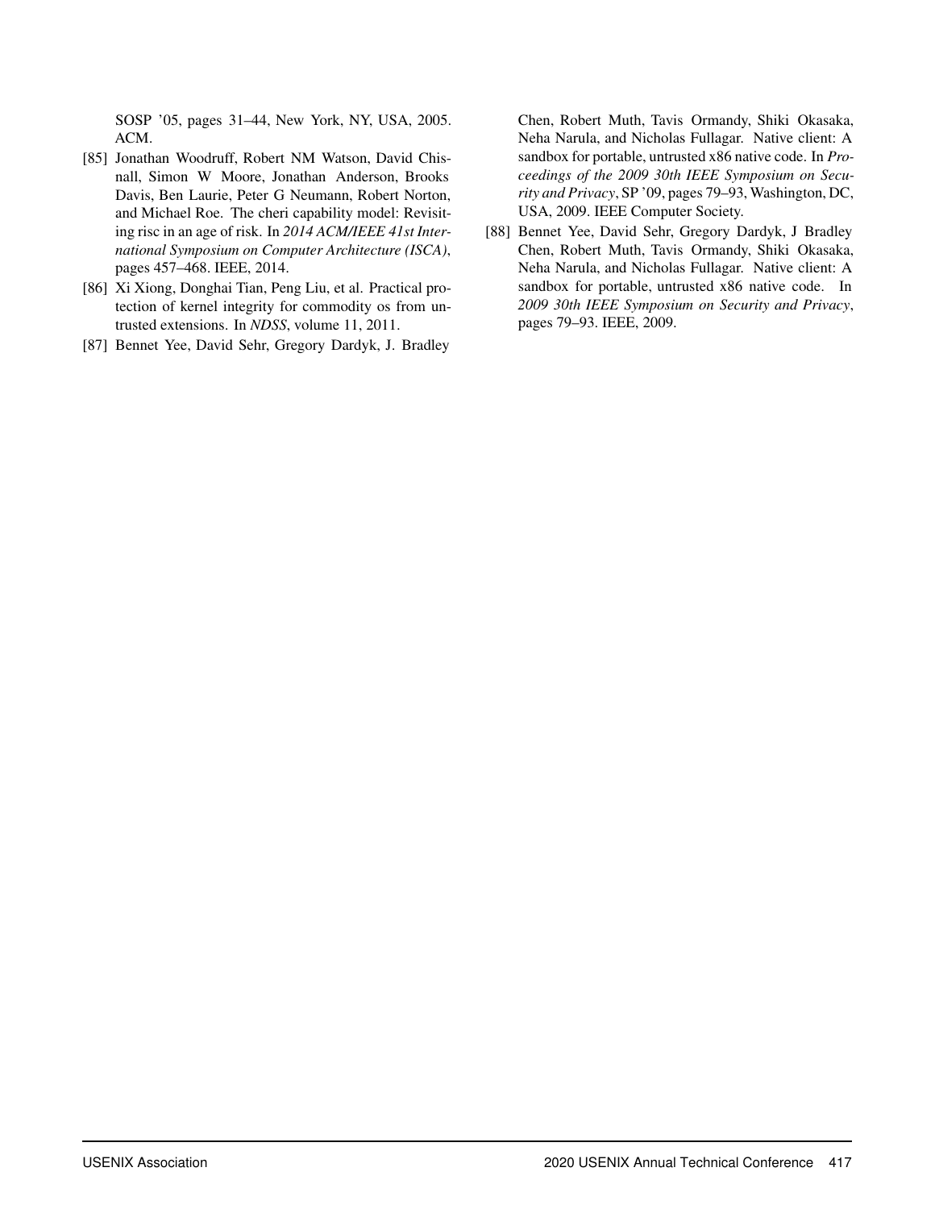SOSP '05, pages 31–44, New York, NY, USA, 2005. ACM.

[85] Jonathan Woodruff, Robert NM Watson, David Chisnall, Simon W Moore, Jonathan Anderson, Brooks Davis, Ben Laurie, Peter G Neumann, Robert Norton, and Michael Roe. The cheri capability model: Revisiting risc in an age of risk. In *2014 ACM/IEEE 41st International Symposium on Computer Architecture (ISCA)*, pages 457–468. IEEE, 2014.

[86] Xi Xiong, Donghai Tian, Peng Liu, et al. Practical protection of kernel integrity for commodity os from untrusted extensions. In *NDSS*, volume 11, 2011.

[87] Bennet Yee, David Sehr, Gregory Dardyk, J. Bradley Chen, Robert Muth, Tavis Ormandy, Shiki Okasaka, Neha Narula, and Nicholas Fullagar. Native client: A sandbox for portable, untrusted x86 native code. In *Proceedings of the 2009 30th IEEE Symposium on Security and Privacy*, SP '09, pages 79–93, Washington, DC, USA, 2009. IEEE Computer Society.

[88] Bennet Yee, David Sehr, Gregory Dardyk, J Bradley Chen, Robert Muth, Tavis Ormandy, Shiki Okasaka, Neha Narula, and Nicholas Fullagar. Native client: A sandbox for portable, untrusted x86 native code. In *2009 30th IEEE Symposium on Security and Privacy*, pages 79–93. IEEE, 2009.